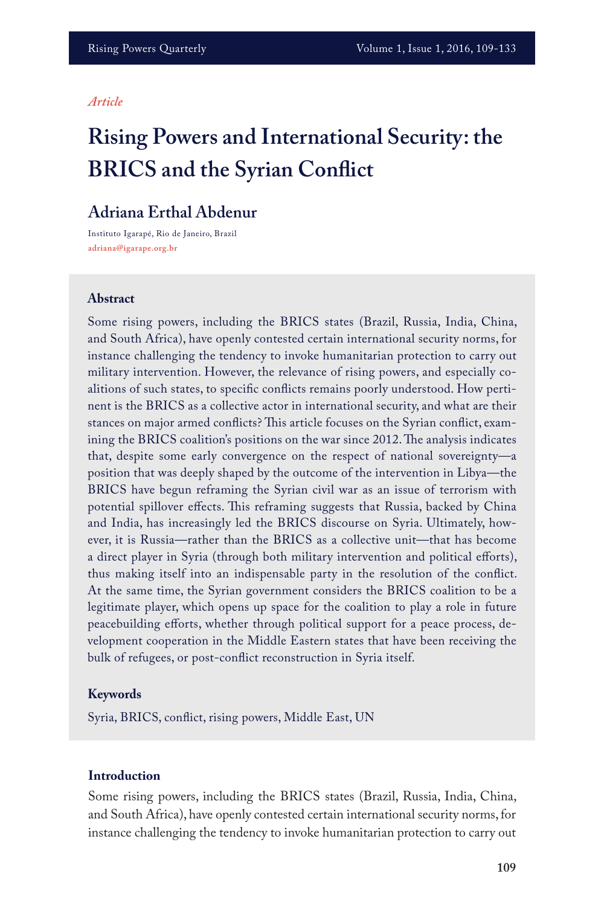*Article*

# Rising Powers and International Security: the BRICS and the Syrian Conflict

## Adriana Erthal Abdenur

Instituto Igarapé, Rio de Janeiro, Brazil
adriana@igarape.org.br

### Abstract

Some rising powers, including the BRICS states (Brazil, Russia, India, China, and South Africa), have openly contested certain international security norms, for instance challenging the tendency to invoke humanitarian protection to carry out military intervention. However, the relevance of rising powers, and especially coalitions of such states, to specific conflicts remains poorly understood. How pertinent is the BRICS as a collective actor in international security, and what are their stances on major armed conflicts? This article focuses on the Syrian conflict, examining the BRICS coalition's positions on the war since 2012. The analysis indicates that, despite some early convergence on the respect of national sovereignty—a position that was deeply shaped by the outcome of the intervention in Libya—the BRICS have begun reframing the Syrian civil war as an issue of terrorism with potential spillover effects. This reframing suggests that Russia, backed by China and India, has increasingly led the BRICS discourse on Syria. Ultimately, however, it is Russia—rather than the BRICS as a collective unit—that has become a direct player in Syria (through both military intervention and political efforts), thus making itself into an indispensable party in the resolution of the conflict. At the same time, the Syrian government considers the BRICS coalition to be a legitimate player, which opens up space for the coalition to play a role in future peacebuilding efforts, whether through political support for a peace process, development cooperation in the Middle Eastern states that have been receiving the bulk of refugees, or post-conflict reconstruction in Syria itself.

### Keywords

Syria, BRICS, conflict, rising powers, Middle East, UN

### Introduction

Some rising powers, including the BRICS states (Brazil, Russia, India, China, and South Africa), have openly contested certain international security norms, for instance challenging the tendency to invoke humanitarian protection to carry out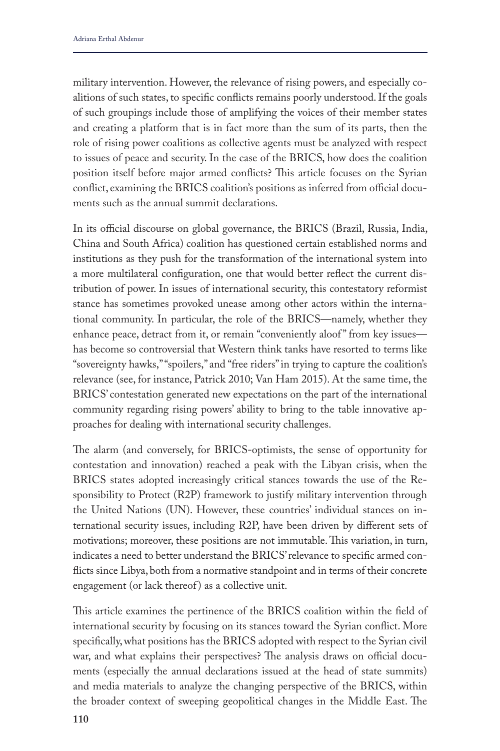military intervention. However, the relevance of rising powers, and especially coalitions of such states, to specific conflicts remains poorly understood. If the goals of such groupings include those of amplifying the voices of their member states and creating a platform that is in fact more than the sum of its parts, then the role of rising power coalitions as collective agents must be analyzed with respect to issues of peace and security. In the case of the BRICS, how does the coalition position itself before major armed conflicts? This article focuses on the Syrian conflict, examining the BRICS coalition's positions as inferred from official documents such as the annual summit declarations.

In its official discourse on global governance, the BRICS (Brazil, Russia, India, China and South Africa) coalition has questioned certain established norms and institutions as they push for the transformation of the international system into a more multilateral configuration, one that would better reflect the current distribution of power. In issues of international security, this contestatory reformist stance has sometimes provoked unease among other actors within the international community. In particular, the role of the BRICS—namely, whether they enhance peace, detract from it, or remain "conveniently aloof" from key issues—has become so controversial that Western think tanks have resorted to terms like "sovereignty hawks," "spoilers," and "free riders" in trying to capture the coalition's relevance (see, for instance, Patrick 2010; Van Ham 2015). At the same time, the BRICS' contestation generated new expectations on the part of the international community regarding rising powers' ability to bring to the table innovative approaches for dealing with international security challenges.

The alarm (and conversely, for BRICS-optimists, the sense of opportunity for contestation and innovation) reached a peak with the Libyan crisis, when the BRICS states adopted increasingly critical stances towards the use of the Responsibility to Protect (R2P) framework to justify military intervention through the United Nations (UN). However, these countries' individual stances on international security issues, including R2P, have been driven by different sets of motivations; moreover, these positions are not immutable. This variation, in turn, indicates a need to better understand the BRICS' relevance to specific armed conflicts since Libya, both from a normative standpoint and in terms of their concrete engagement (or lack thereof) as a collective unit.

This article examines the pertinence of the BRICS coalition within the field of international security by focusing on its stances toward the Syrian conflict. More specifically, what positions has the BRICS adopted with respect to the Syrian civil war, and what explains their perspectives? The analysis draws on official documents (especially the annual declarations issued at the head of state summits) and media materials to analyze the changing perspective of the BRICS, within the broader context of sweeping geopolitical changes in the Middle East. The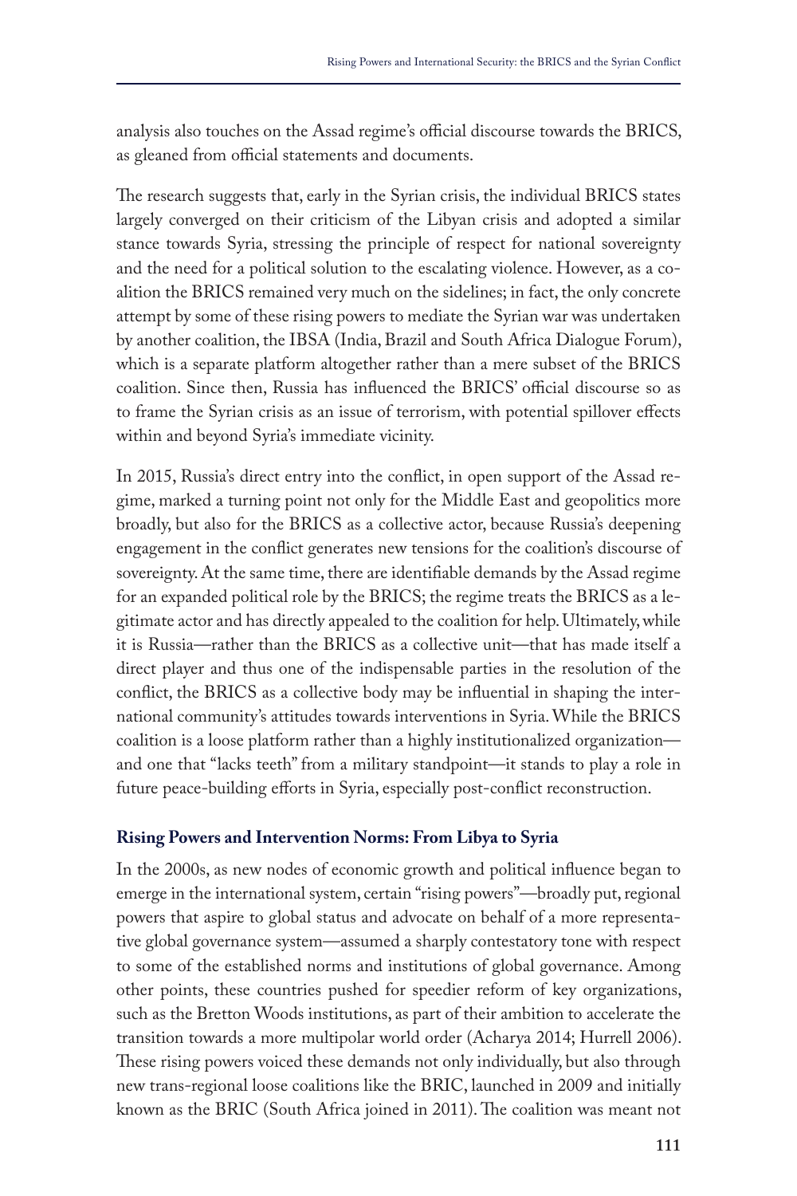analysis also touches on the Assad regime's official discourse towards the BRICS, as gleaned from official statements and documents.

The research suggests that, early in the Syrian crisis, the individual BRICS states largely converged on their criticism of the Libyan crisis and adopted a similar stance towards Syria, stressing the principle of respect for national sovereignty and the need for a political solution to the escalating violence. However, as a coalition the BRICS remained very much on the sidelines; in fact, the only concrete attempt by some of these rising powers to mediate the Syrian war was undertaken by another coalition, the IBSA (India, Brazil and South Africa Dialogue Forum), which is a separate platform altogether rather than a mere subset of the BRICS coalition. Since then, Russia has influenced the BRICS' official discourse so as to frame the Syrian crisis as an issue of terrorism, with potential spillover effects within and beyond Syria's immediate vicinity.

In 2015, Russia's direct entry into the conflict, in open support of the Assad regime, marked a turning point not only for the Middle East and geopolitics more broadly, but also for the BRICS as a collective actor, because Russia's deepening engagement in the conflict generates new tensions for the coalition's discourse of sovereignty. At the same time, there are identifiable demands by the Assad regime for an expanded political role by the BRICS; the regime treats the BRICS as a legitimate actor and has directly appealed to the coalition for help. Ultimately, while it is Russia—rather than the BRICS as a collective unit—that has made itself a direct player and thus one of the indispensable parties in the resolution of the conflict, the BRICS as a collective body may be influential in shaping the international community's attitudes towards interventions in Syria. While the BRICS coalition is a loose platform rather than a highly institutionalized organization—and one that "lacks teeth" from a military standpoint—it stands to play a role in future peace-building efforts in Syria, especially post-conflict reconstruction.

### Rising Powers and Intervention Norms: From Libya to Syria

In the 2000s, as new nodes of economic growth and political influence began to emerge in the international system, certain "rising powers"—broadly put, regional powers that aspire to global status and advocate on behalf of a more representative global governance system—assumed a sharply contestatory tone with respect to some of the established norms and institutions of global governance. Among other points, these countries pushed for speedier reform of key organizations, such as the Bretton Woods institutions, as part of their ambition to accelerate the transition towards a more multipolar world order (Acharya 2014; Hurrell 2006). These rising powers voiced these demands not only individually, but also through new trans-regional loose coalitions like the BRIC, launched in 2009 and initially known as the BRIC (South Africa joined in 2011). The coalition was meant not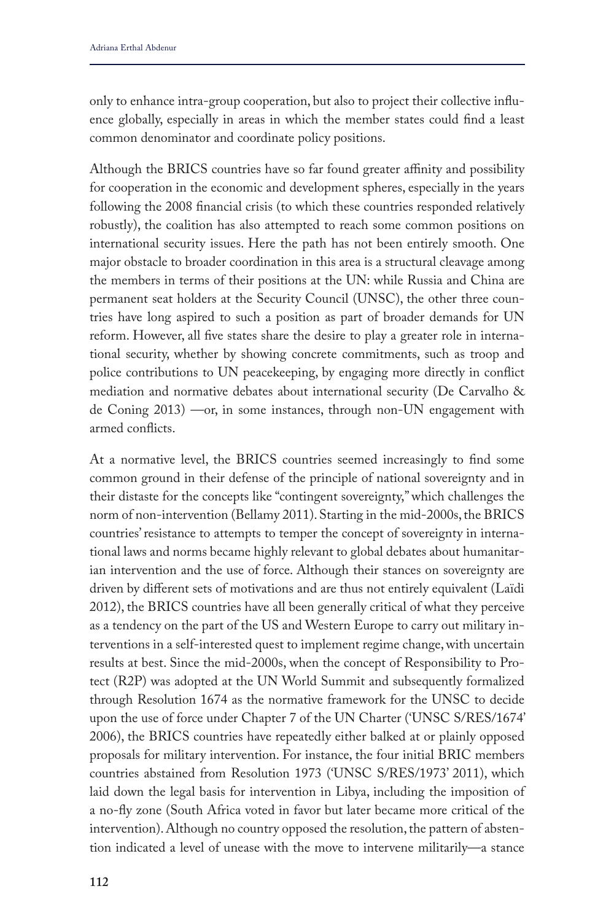only to enhance intra-group cooperation, but also to project their collective influence globally, especially in areas in which the member states could find a least common denominator and coordinate policy positions.

Although the BRICS countries have so far found greater affinity and possibility for cooperation in the economic and development spheres, especially in the years following the 2008 financial crisis (to which these countries responded relatively robustly), the coalition has also attempted to reach some common positions on international security issues. Here the path has not been entirely smooth. One major obstacle to broader coordination in this area is a structural cleavage among the members in terms of their positions at the UN: while Russia and China are permanent seat holders at the Security Council (UNSC), the other three countries have long aspired to such a position as part of broader demands for UN reform. However, all five states share the desire to play a greater role in international security, whether by showing concrete commitments, such as troop and police contributions to UN peacekeeping, by engaging more directly in conflict mediation and normative debates about international security (De Carvalho & de Coning 2013) —or, in some instances, through non-UN engagement with armed conflicts.

At a normative level, the BRICS countries seemed increasingly to find some common ground in their defense of the principle of national sovereignty and in their distaste for the concepts like "contingent sovereignty," which challenges the norm of non-intervention (Bellamy 2011). Starting in the mid-2000s, the BRICS countries' resistance to attempts to temper the concept of sovereignty in international laws and norms became highly relevant to global debates about humanitarian intervention and the use of force. Although their stances on sovereignty are driven by different sets of motivations and are thus not entirely equivalent (Laïdi 2012), the BRICS countries have all been generally critical of what they perceive as a tendency on the part of the US and Western Europe to carry out military interventions in a self-interested quest to implement regime change, with uncertain results at best. Since the mid-2000s, when the concept of Responsibility to Protect (R2P) was adopted at the UN World Summit and subsequently formalized through Resolution 1674 as the normative framework for the UNSC to decide upon the use of force under Chapter 7 of the UN Charter ('UNSC S/RES/1674' 2006), the BRICS countries have repeatedly either balked at or plainly opposed proposals for military intervention. For instance, the four initial BRIC members countries abstained from Resolution 1973 ('UNSC S/RES/1973' 2011), which laid down the legal basis for intervention in Libya, including the imposition of a no-fly zone (South Africa voted in favor but later became more critical of the intervention). Although no country opposed the resolution, the pattern of abstention indicated a level of unease with the move to intervene militarily—a stance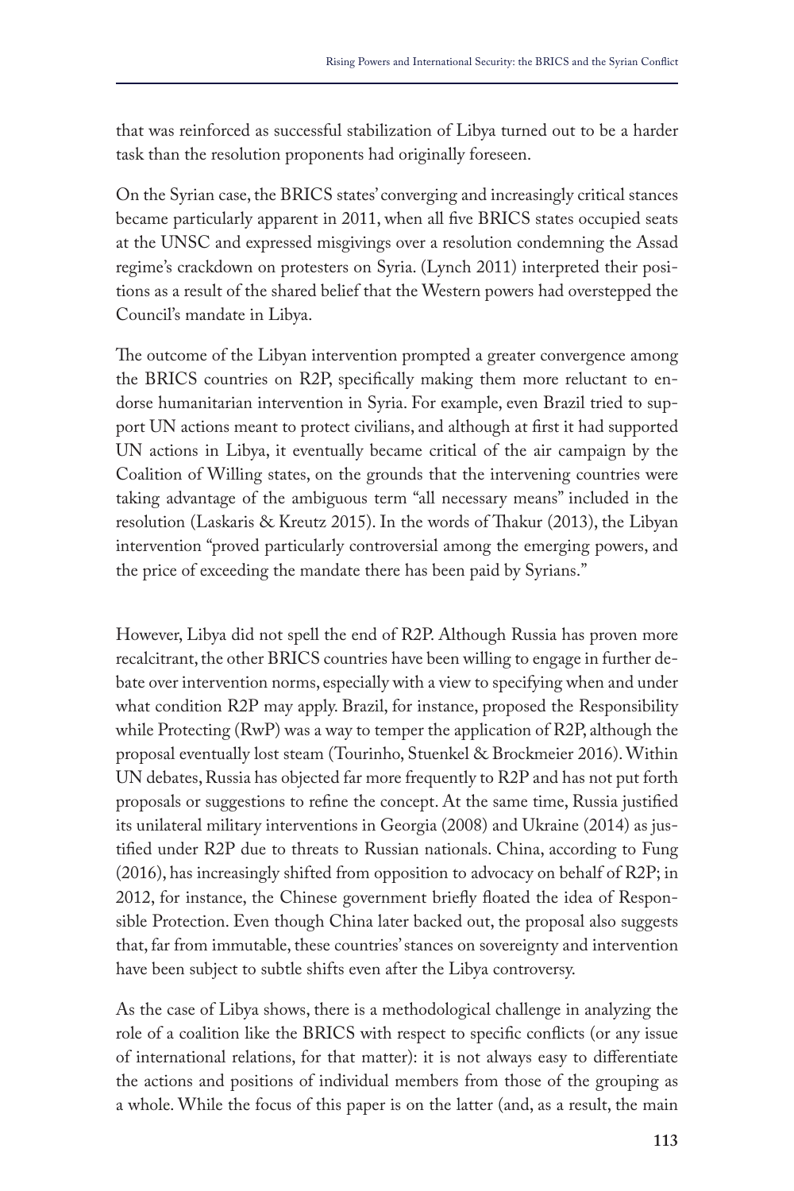that was reinforced as successful stabilization of Libya turned out to be a harder task than the resolution proponents had originally foreseen.

On the Syrian case, the BRICS states' converging and increasingly critical stances became particularly apparent in 2011, when all five BRICS states occupied seats at the UNSC and expressed misgivings over a resolution condemning the Assad regime's crackdown on protesters on Syria. (Lynch 2011) interpreted their positions as a result of the shared belief that the Western powers had overstepped the Council's mandate in Libya.

The outcome of the Libyan intervention prompted a greater convergence among the BRICS countries on R2P, specifically making them more reluctant to endorse humanitarian intervention in Syria. For example, even Brazil tried to support UN actions meant to protect civilians, and although at first it had supported UN actions in Libya, it eventually became critical of the air campaign by the Coalition of Willing states, on the grounds that the intervening countries were taking advantage of the ambiguous term "all necessary means" included in the resolution (Laskaris & Kreutz 2015). In the words of Thakur (2013), the Libyan intervention "proved particularly controversial among the emerging powers, and the price of exceeding the mandate there has been paid by Syrians."

However, Libya did not spell the end of R2P. Although Russia has proven more recalcitrant, the other BRICS countries have been willing to engage in further debate over intervention norms, especially with a view to specifying when and under what condition R2P may apply. Brazil, for instance, proposed the Responsibility while Protecting (RwP) was a way to temper the application of R2P, although the proposal eventually lost steam (Tourinho, Stuenkel & Brockmeier 2016). Within UN debates, Russia has objected far more frequently to R2P and has not put forth proposals or suggestions to refine the concept. At the same time, Russia justified its unilateral military interventions in Georgia (2008) and Ukraine (2014) as justified under R2P due to threats to Russian nationals. China, according to Fung (2016), has increasingly shifted from opposition to advocacy on behalf of R2P; in 2012, for instance, the Chinese government briefly floated the idea of Responsible Protection. Even though China later backed out, the proposal also suggests that, far from immutable, these countries' stances on sovereignty and intervention have been subject to subtle shifts even after the Libya controversy.

As the case of Libya shows, there is a methodological challenge in analyzing the role of a coalition like the BRICS with respect to specific conflicts (or any issue of international relations, for that matter): it is not always easy to differentiate the actions and positions of individual members from those of the grouping as a whole. While the focus of this paper is on the latter (and, as a result, the main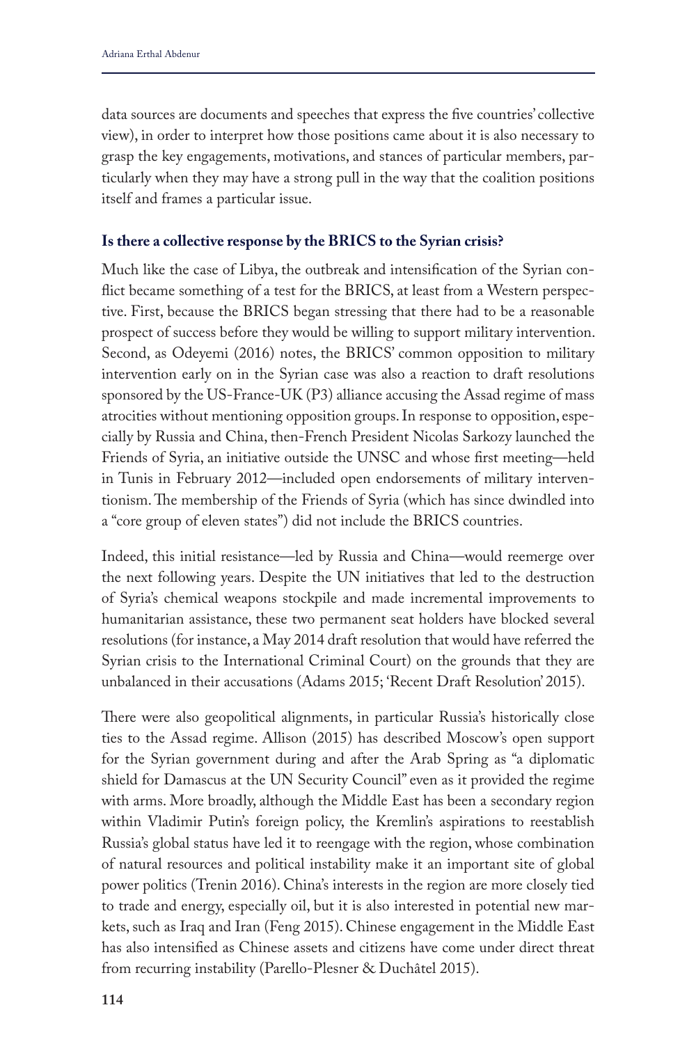data sources are documents and speeches that express the five countries' collective view), in order to interpret how those positions came about it is also necessary to grasp the key engagements, motivations, and stances of particular members, particularly when they may have a strong pull in the way that the coalition positions itself and frames a particular issue.

### Is there a collective response by the BRICS to the Syrian crisis?

Much like the case of Libya, the outbreak and intensification of the Syrian conflict became something of a test for the BRICS, at least from a Western perspective. First, because the BRICS began stressing that there had to be a reasonable prospect of success before they would be willing to support military intervention. Second, as Odeyemi (2016) notes, the BRICS' common opposition to military intervention early on in the Syrian case was also a reaction to draft resolutions sponsored by the US-France-UK (P3) alliance accusing the Assad regime of mass atrocities without mentioning opposition groups. In response to opposition, especially by Russia and China, then-French President Nicolas Sarkozy launched the Friends of Syria, an initiative outside the UNSC and whose first meeting—held in Tunis in February 2012—included open endorsements of military interventionism. The membership of the Friends of Syria (which has since dwindled into a "core group of eleven states") did not include the BRICS countries.

Indeed, this initial resistance—led by Russia and China—would reemerge over the next following years. Despite the UN initiatives that led to the destruction of Syria's chemical weapons stockpile and made incremental improvements to humanitarian assistance, these two permanent seat holders have blocked several resolutions (for instance, a May 2014 draft resolution that would have referred the Syrian crisis to the International Criminal Court) on the grounds that they are unbalanced in their accusations (Adams 2015; 'Recent Draft Resolution' 2015).

There were also geopolitical alignments, in particular Russia's historically close ties to the Assad regime. Allison (2015) has described Moscow's open support for the Syrian government during and after the Arab Spring as "a diplomatic shield for Damascus at the UN Security Council" even as it provided the regime with arms. More broadly, although the Middle East has been a secondary region within Vladimir Putin's foreign policy, the Kremlin's aspirations to reestablish Russia's global status have led it to reengage with the region, whose combination of natural resources and political instability make it an important site of global power politics (Trenin 2016). China's interests in the region are more closely tied to trade and energy, especially oil, but it is also interested in potential new markets, such as Iraq and Iran (Feng 2015). Chinese engagement in the Middle East has also intensified as Chinese assets and citizens have come under direct threat from recurring instability (Parello-Plesner & Duchâtel 2015).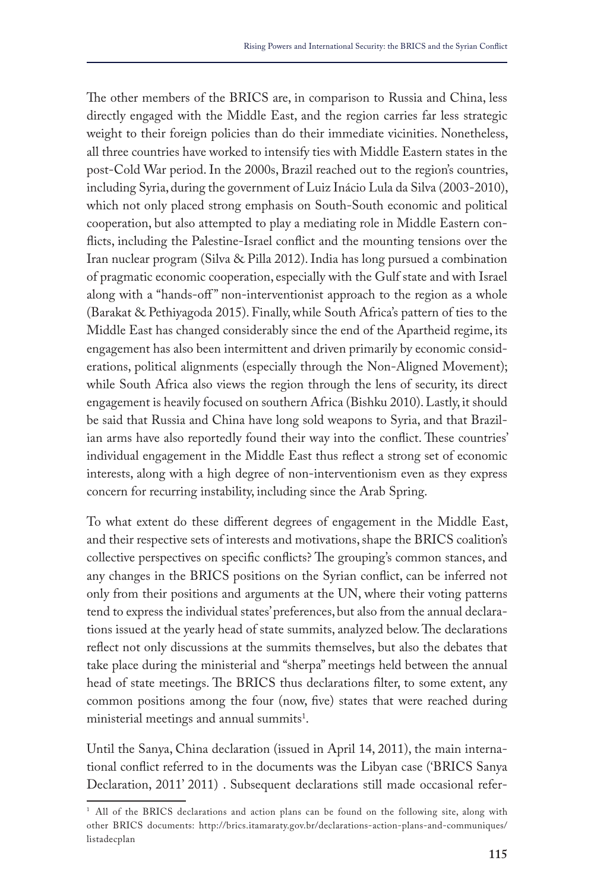The other members of the BRICS are, in comparison to Russia and China, less directly engaged with the Middle East, and the region carries far less strategic weight to their foreign policies than do their immediate vicinities. Nonetheless, all three countries have worked to intensify ties with Middle Eastern states in the post-Cold War period. In the 2000s, Brazil reached out to the region's countries, including Syria, during the government of Luiz Inácio Lula da Silva (2003-2010), which not only placed strong emphasis on South-South economic and political cooperation, but also attempted to play a mediating role in Middle Eastern conflicts, including the Palestine-Israel conflict and the mounting tensions over the Iran nuclear program (Silva & Pilla 2012). India has long pursued a combination of pragmatic economic cooperation, especially with the Gulf state and with Israel along with a "hands-off" non-interventionist approach to the region as a whole (Barakat & Pethiyagoda 2015). Finally, while South Africa's pattern of ties to the Middle East has changed considerably since the end of the Apartheid regime, its engagement has also been intermittent and driven primarily by economic considerations, political alignments (especially through the Non-Aligned Movement); while South Africa also views the region through the lens of security, its direct engagement is heavily focused on southern Africa (Bishku 2010). Lastly, it should be said that Russia and China have long sold weapons to Syria, and that Brazilian arms have also reportedly found their way into the conflict. These countries' individual engagement in the Middle East thus reflect a strong set of economic interests, along with a high degree of non-interventionism even as they express concern for recurring instability, including since the Arab Spring.

To what extent do these different degrees of engagement in the Middle East, and their respective sets of interests and motivations, shape the BRICS coalition's collective perspectives on specific conflicts? The grouping's common stances, and any changes in the BRICS positions on the Syrian conflict, can be inferred not only from their positions and arguments at the UN, where their voting patterns tend to express the individual states' preferences, but also from the annual declarations issued at the yearly head of state summits, analyzed below. The declarations reflect not only discussions at the summits themselves, but also the debates that take place during the ministerial and "sherpa" meetings held between the annual head of state meetings. The BRICS thus declarations filter, to some extent, any common positions among the four (now, five) states that were reached during ministerial meetings and annual summits[1].

Until the Sanya, China declaration (issued in April 14, 2011), the main international conflict referred to in the documents was the Libyan case ('BRICS Sanya Declaration, 2011' 2011) . Subsequent declarations still made occasional refer-

[1] All of the BRICS declarations and action plans can be found on the following site, along with other BRICS documents: http://brics.itamaraty.gov.br/declarations-action-plans-and-communiques/listadecplan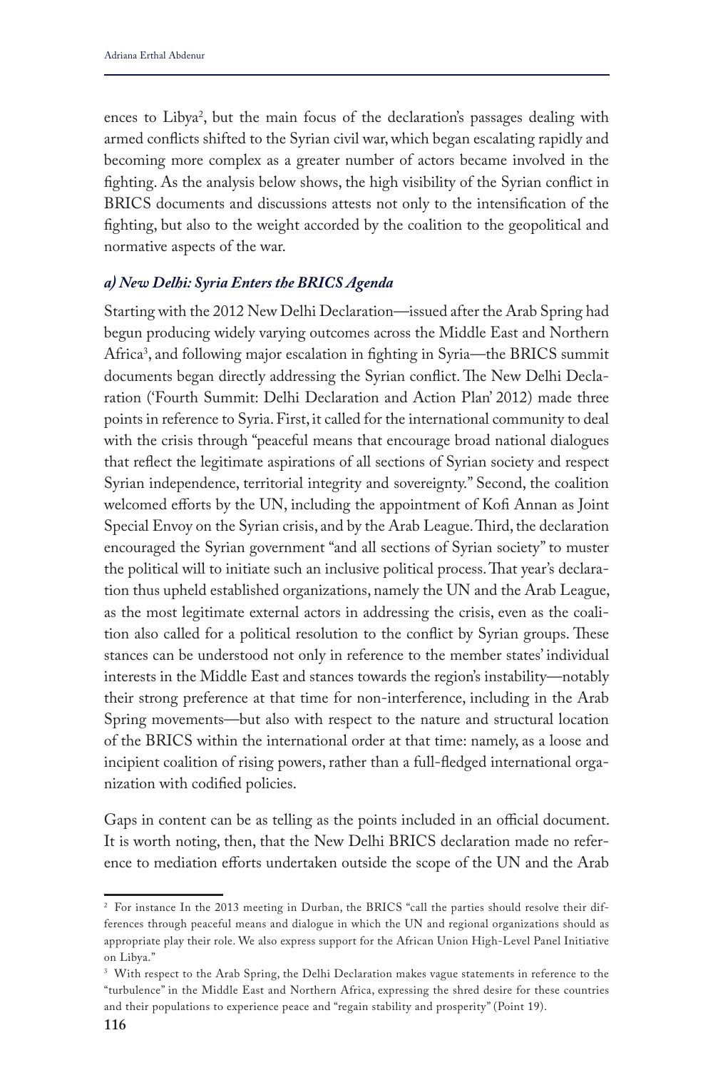ences to Libya[2], but the main focus of the declaration's passages dealing with armed conflicts shifted to the Syrian civil war, which began escalating rapidly and becoming more complex as a greater number of actors became involved in the fighting. As the analysis below shows, the high visibility of the Syrian conflict in BRICS documents and discussions attests not only to the intensification of the fighting, but also to the weight accorded by the coalition to the geopolitical and normative aspects of the war.

### *a) New Delhi: Syria Enters the BRICS Agenda*

Starting with the 2012 New Delhi Declaration—issued after the Arab Spring had begun producing widely varying outcomes across the Middle East and Northern Africa[3], and following major escalation in fighting in Syria—the BRICS summit documents began directly addressing the Syrian conflict. The New Delhi Declaration ('Fourth Summit: Delhi Declaration and Action Plan' 2012) made three points in reference to Syria. First, it called for the international community to deal with the crisis through "peaceful means that encourage broad national dialogues that reflect the legitimate aspirations of all sections of Syrian society and respect Syrian independence, territorial integrity and sovereignty." Second, the coalition welcomed efforts by the UN, including the appointment of Kofi Annan as Joint Special Envoy on the Syrian crisis, and by the Arab League. Third, the declaration encouraged the Syrian government "and all sections of Syrian society" to muster the political will to initiate such an inclusive political process. That year's declaration thus upheld established organizations, namely the UN and the Arab League, as the most legitimate external actors in addressing the crisis, even as the coalition also called for a political resolution to the conflict by Syrian groups. These stances can be understood not only in reference to the member states' individual interests in the Middle East and stances towards the region's instability—notably their strong preference at that time for non-interference, including in the Arab Spring movements—but also with respect to the nature and structural location of the BRICS within the international order at that time: namely, as a loose and incipient coalition of rising powers, rather than a full-fledged international organization with codified policies.

Gaps in content can be as telling as the points included in an official document. It is worth noting, then, that the New Delhi BRICS declaration made no reference to mediation efforts undertaken outside the scope of the UN and the Arab

---

[2] For instance In the 2013 meeting in Durban, the BRICS "call the parties should resolve their differences through peaceful means and dialogue in which the UN and regional organizations should as appropriate play their role. We also express support for the African Union High-Level Panel Initiative on Libya."

[3] With respect to the Arab Spring, the Delhi Declaration makes vague statements in reference to the "turbulence" in the Middle East and Northern Africa, expressing the shred desire for these countries and their populations to experience peace and "regain stability and prosperity" (Point 19).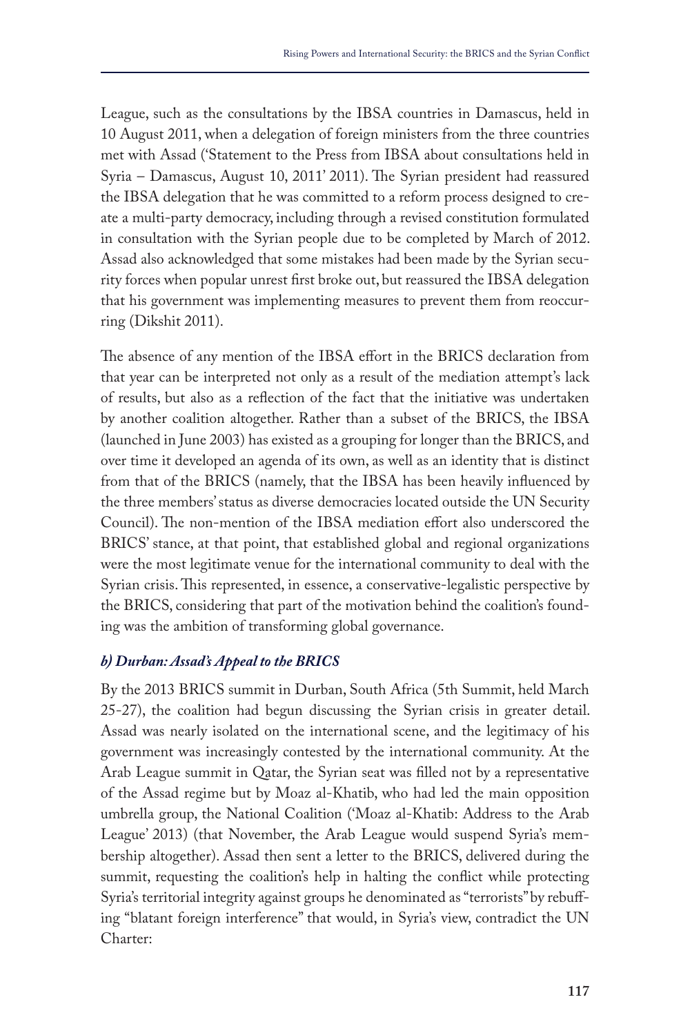League, such as the consultations by the IBSA countries in Damascus, held in 10 August 2011, when a delegation of foreign ministers from the three countries met with Assad ('Statement to the Press from IBSA about consultations held in Syria – Damascus, August 10, 2011' 2011). The Syrian president had reassured the IBSA delegation that he was committed to a reform process designed to create a multi-party democracy, including through a revised constitution formulated in consultation with the Syrian people due to be completed by March of 2012. Assad also acknowledged that some mistakes had been made by the Syrian security forces when popular unrest first broke out, but reassured the IBSA delegation that his government was implementing measures to prevent them from reoccurring (Dikshit 2011).

The absence of any mention of the IBSA effort in the BRICS declaration from that year can be interpreted not only as a result of the mediation attempt's lack of results, but also as a reflection of the fact that the initiative was undertaken by another coalition altogether. Rather than a subset of the BRICS, the IBSA (launched in June 2003) has existed as a grouping for longer than the BRICS, and over time it developed an agenda of its own, as well as an identity that is distinct from that of the BRICS (namely, that the IBSA has been heavily influenced by the three members' status as diverse democracies located outside the UN Security Council). The non-mention of the IBSA mediation effort also underscored the BRICS' stance, at that point, that established global and regional organizations were the most legitimate venue for the international community to deal with the Syrian crisis. This represented, in essence, a conservative-legalistic perspective by the BRICS, considering that part of the motivation behind the coalition's founding was the ambition of transforming global governance.

### *b) Durban: Assad's Appeal to the BRICS*

By the 2013 BRICS summit in Durban, South Africa (5th Summit, held March 25-27), the coalition had begun discussing the Syrian crisis in greater detail. Assad was nearly isolated on the international scene, and the legitimacy of his government was increasingly contested by the international community. At the Arab League summit in Qatar, the Syrian seat was filled not by a representative of the Assad regime but by Moaz al-Khatib, who had led the main opposition umbrella group, the National Coalition ('Moaz al-Khatib: Address to the Arab League' 2013) (that November, the Arab League would suspend Syria's membership altogether). Assad then sent a letter to the BRICS, delivered during the summit, requesting the coalition's help in halting the conflict while protecting Syria's territorial integrity against groups he denominated as "terrorists" by rebuffing "blatant foreign interference" that would, in Syria's view, contradict the UN Charter: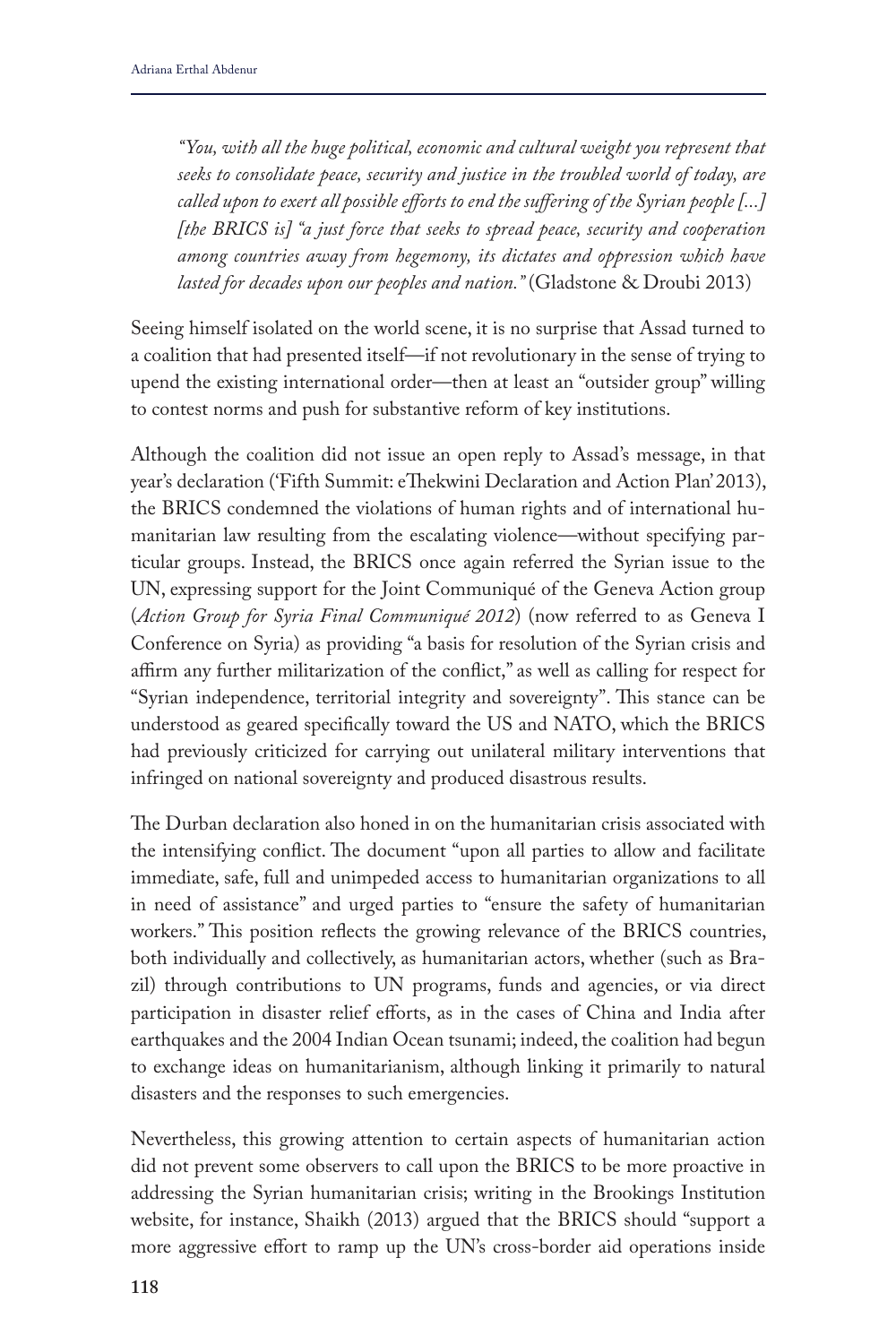> *"You, with all the huge political, economic and cultural weight you represent that seeks to consolidate peace, security and justice in the troubled world of today, are called upon to exert all possible efforts to end the suffering of the Syrian people [...] [the BRICS is] "a just force that seeks to spread peace, security and cooperation among countries away from hegemony, its dictates and oppression which have lasted for decades upon our peoples and nation."* (Gladstone & Droubi 2013)

Seeing himself isolated on the world scene, it is no surprise that Assad turned to a coalition that had presented itself—if not revolutionary in the sense of trying to upend the existing international order—then at least an "outsider group" willing to contest norms and push for substantive reform of key institutions.

Although the coalition did not issue an open reply to Assad's message, in that year's declaration ('Fifth Summit: eThekwini Declaration and Action Plan' 2013), the BRICS condemned the violations of human rights and of international humanitarian law resulting from the escalating violence—without specifying particular groups. Instead, the BRICS once again referred the Syrian issue to the UN, expressing support for the Joint Communiqué of the Geneva Action group (*Action Group for Syria Final Communiqué 2012*) (now referred to as Geneva I Conference on Syria) as providing "a basis for resolution of the Syrian crisis and affirm any further militarization of the conflict," as well as calling for respect for "Syrian independence, territorial integrity and sovereignty". This stance can be understood as geared specifically toward the US and NATO, which the BRICS had previously criticized for carrying out unilateral military interventions that infringed on national sovereignty and produced disastrous results.

The Durban declaration also honed in on the humanitarian crisis associated with the intensifying conflict. The document "upon all parties to allow and facilitate immediate, safe, full and unimpeded access to humanitarian organizations to all in need of assistance" and urged parties to "ensure the safety of humanitarian workers." This position reflects the growing relevance of the BRICS countries, both individually and collectively, as humanitarian actors, whether (such as Brazil) through contributions to UN programs, funds and agencies, or via direct participation in disaster relief efforts, as in the cases of China and India after earthquakes and the 2004 Indian Ocean tsunami; indeed, the coalition had begun to exchange ideas on humanitarianism, although linking it primarily to natural disasters and the responses to such emergencies.

Nevertheless, this growing attention to certain aspects of humanitarian action did not prevent some observers to call upon the BRICS to be more proactive in addressing the Syrian humanitarian crisis; writing in the Brookings Institution website, for instance, Shaikh (2013) argued that the BRICS should "support a more aggressive effort to ramp up the UN's cross-border aid operations inside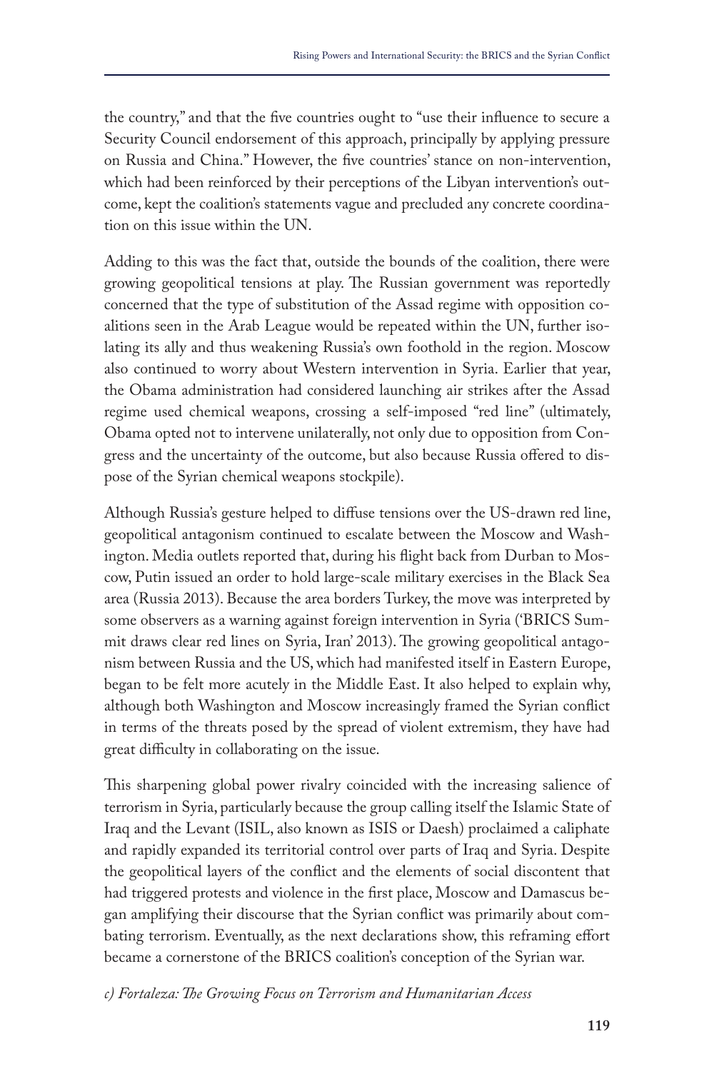the country," and that the five countries ought to "use their influence to secure a Security Council endorsement of this approach, principally by applying pressure on Russia and China." However, the five countries' stance on non-intervention, which had been reinforced by their perceptions of the Libyan intervention's outcome, kept the coalition's statements vague and precluded any concrete coordination on this issue within the UN.

Adding to this was the fact that, outside the bounds of the coalition, there were growing geopolitical tensions at play. The Russian government was reportedly concerned that the type of substitution of the Assad regime with opposition coalitions seen in the Arab League would be repeated within the UN, further isolating its ally and thus weakening Russia's own foothold in the region. Moscow also continued to worry about Western intervention in Syria. Earlier that year, the Obama administration had considered launching air strikes after the Assad regime used chemical weapons, crossing a self-imposed "red line" (ultimately, Obama opted not to intervene unilaterally, not only due to opposition from Congress and the uncertainty of the outcome, but also because Russia offered to dispose of the Syrian chemical weapons stockpile).

Although Russia's gesture helped to diffuse tensions over the US-drawn red line, geopolitical antagonism continued to escalate between the Moscow and Washington. Media outlets reported that, during his flight back from Durban to Moscow, Putin issued an order to hold large-scale military exercises in the Black Sea area (Russia 2013). Because the area borders Turkey, the move was interpreted by some observers as a warning against foreign intervention in Syria ('BRICS Summit draws clear red lines on Syria, Iran' 2013). The growing geopolitical antagonism between Russia and the US, which had manifested itself in Eastern Europe, began to be felt more acutely in the Middle East. It also helped to explain why, although both Washington and Moscow increasingly framed the Syrian conflict in terms of the threats posed by the spread of violent extremism, they have had great difficulty in collaborating on the issue.

This sharpening global power rivalry coincided with the increasing salience of terrorism in Syria, particularly because the group calling itself the Islamic State of Iraq and the Levant (ISIL, also known as ISIS or Daesh) proclaimed a caliphate and rapidly expanded its territorial control over parts of Iraq and Syria. Despite the geopolitical layers of the conflict and the elements of social discontent that had triggered protests and violence in the first place, Moscow and Damascus began amplifying their discourse that the Syrian conflict was primarily about combating terrorism. Eventually, as the next declarations show, this reframing effort became a cornerstone of the BRICS coalition's conception of the Syrian war.

*c) Fortaleza: The Growing Focus on Terrorism and Humanitarian Access*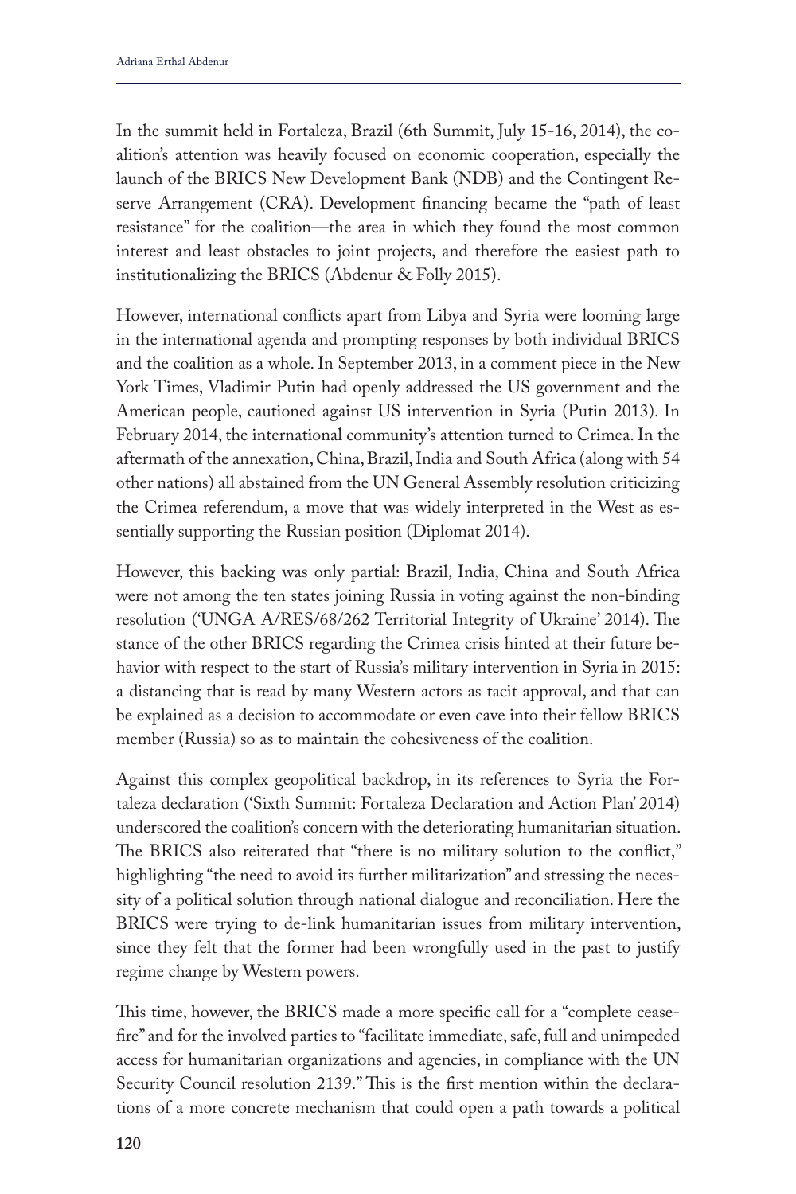In the summit held in Fortaleza, Brazil (6th Summit, July 15-16, 2014), the coalition's attention was heavily focused on economic cooperation, especially the launch of the BRICS New Development Bank (NDB) and the Contingent Reserve Arrangement (CRA). Development financing became the "path of least resistance" for the coalition—the area in which they found the most common interest and least obstacles to joint projects, and therefore the easiest path to institutionalizing the BRICS (Abdenur & Folly 2015).

However, international conflicts apart from Libya and Syria were looming large in the international agenda and prompting responses by both individual BRICS and the coalition as a whole. In September 2013, in a comment piece in the New York Times, Vladimir Putin had openly addressed the US government and the American people, cautioned against US intervention in Syria (Putin 2013). In February 2014, the international community's attention turned to Crimea. In the aftermath of the annexation, China, Brazil, India and South Africa (along with 54 other nations) all abstained from the UN General Assembly resolution criticizing the Crimea referendum, a move that was widely interpreted in the West as essentially supporting the Russian position (Diplomat 2014).

However, this backing was only partial: Brazil, India, China and South Africa were not among the ten states joining Russia in voting against the non-binding resolution ('UNGA A/RES/68/262 Territorial Integrity of Ukraine' 2014). The stance of the other BRICS regarding the Crimea crisis hinted at their future behavior with respect to the start of Russia's military intervention in Syria in 2015: a distancing that is read by many Western actors as tacit approval, and that can be explained as a decision to accommodate or even cave into their fellow BRICS member (Russia) so as to maintain the cohesiveness of the coalition.

Against this complex geopolitical backdrop, in its references to Syria the Fortaleza declaration ('Sixth Summit: Fortaleza Declaration and Action Plan' 2014) underscored the coalition's concern with the deteriorating humanitarian situation. The BRICS also reiterated that "there is no military solution to the conflict," highlighting "the need to avoid its further militarization" and stressing the necessity of a political solution through national dialogue and reconciliation. Here the BRICS were trying to de-link humanitarian issues from military intervention, since they felt that the former had been wrongfully used in the past to justify regime change by Western powers.

This time, however, the BRICS made a more specific call for a "complete ceasefire" and for the involved parties to "facilitate immediate, safe, full and unimpeded access for humanitarian organizations and agencies, in compliance with the UN Security Council resolution 2139." This is the first mention within the declarations of a more concrete mechanism that could open a path towards a political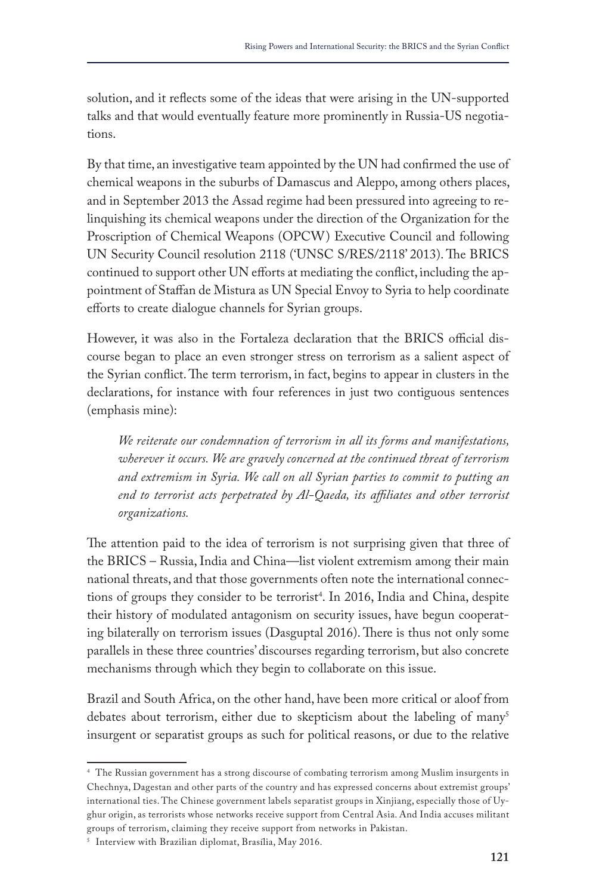solution, and it reflects some of the ideas that were arising in the UN-supported talks and that would eventually feature more prominently in Russia-US negotiations.

By that time, an investigative team appointed by the UN had confirmed the use of chemical weapons in the suburbs of Damascus and Aleppo, among others places, and in September 2013 the Assad regime had been pressured into agreeing to relinquishing its chemical weapons under the direction of the Organization for the Proscription of Chemical Weapons (OPCW) Executive Council and following UN Security Council resolution 2118 ('UNSC S/RES/2118' 2013). The BRICS continued to support other UN efforts at mediating the conflict, including the appointment of Staffan de Mistura as UN Special Envoy to Syria to help coordinate efforts to create dialogue channels for Syrian groups.

However, it was also in the Fortaleza declaration that the BRICS official discourse began to place an even stronger stress on terrorism as a salient aspect of the Syrian conflict. The term terrorism, in fact, begins to appear in clusters in the declarations, for instance with four references in just two contiguous sentences (emphasis mine):

> *We reiterate our condemnation of terrorism in all its forms and manifestations, wherever it occurs. We are gravely concerned at the continued threat of terrorism and extremism in Syria. We call on all Syrian parties to commit to putting an end to terrorist acts perpetrated by Al-Qaeda, its affiliates and other terrorist organizations.*

The attention paid to the idea of terrorism is not surprising given that three of the BRICS – Russia, India and China—list violent extremism among their main national threats, and that those governments often note the international connections of groups they consider to be terrorist[4]. In 2016, India and China, despite their history of modulated antagonism on security issues, have begun cooperating bilaterally on terrorism issues (Dasguptal 2016). There is thus not only some parallels in these three countries' discourses regarding terrorism, but also concrete mechanisms through which they begin to collaborate on this issue.

Brazil and South Africa, on the other hand, have been more critical or aloof from debates about terrorism, either due to skepticism about the labeling of many[5] insurgent or separatist groups as such for political reasons, or due to the relative

---

[4] The Russian government has a strong discourse of combating terrorism among Muslim insurgents in Chechnya, Dagestan and other parts of the country and has expressed concerns about extremist groups' international ties. The Chinese government labels separatist groups in Xinjiang, especially those of Uyghur origin, as terrorists whose networks receive support from Central Asia. And India accuses militant groups of terrorism, claiming they receive support from networks in Pakistan.

[5] Interview with Brazilian diplomat, Brasília, May 2016.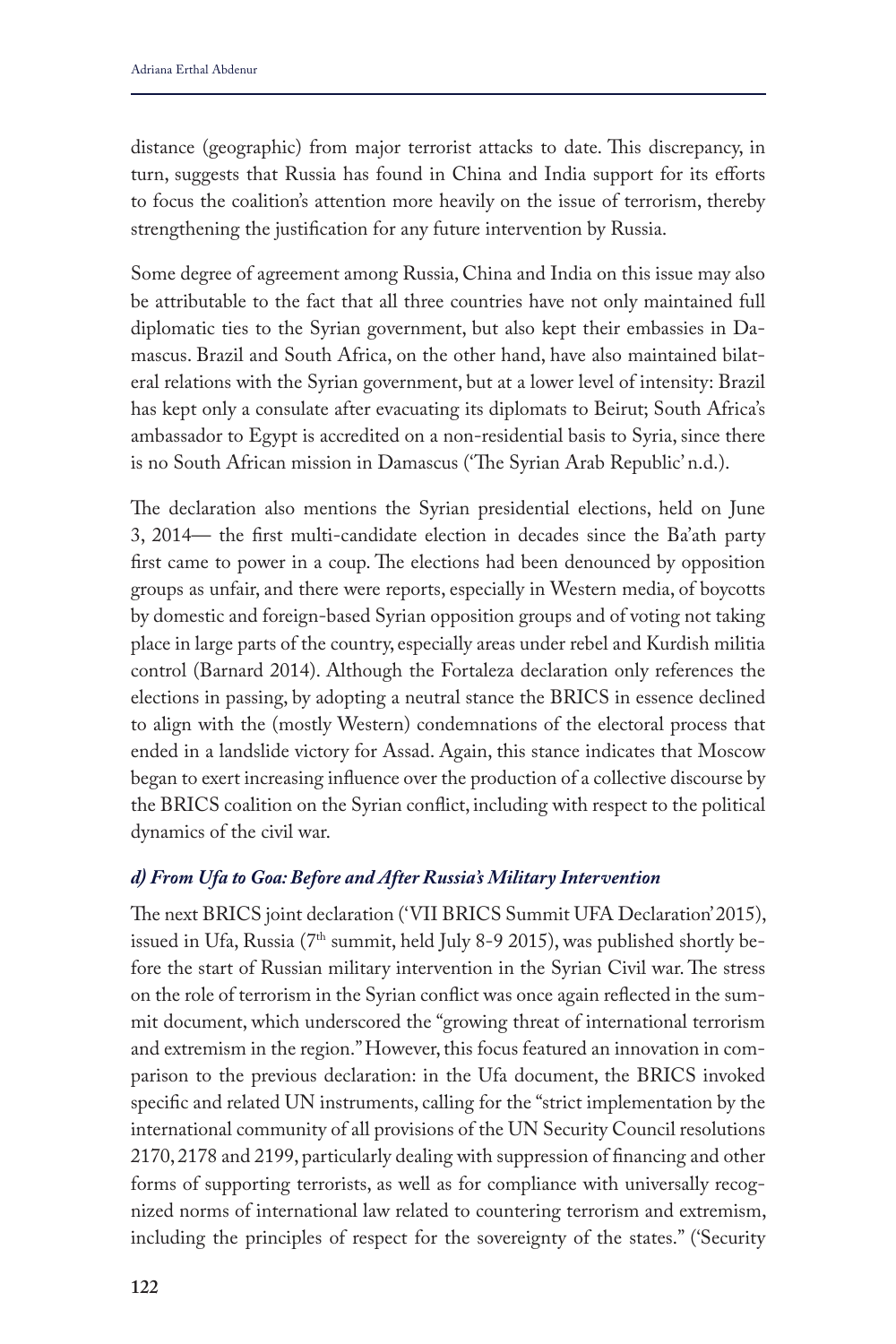distance (geographic) from major terrorist attacks to date. This discrepancy, in turn, suggests that Russia has found in China and India support for its efforts to focus the coalition's attention more heavily on the issue of terrorism, thereby strengthening the justification for any future intervention by Russia.

Some degree of agreement among Russia, China and India on this issue may also be attributable to the fact that all three countries have not only maintained full diplomatic ties to the Syrian government, but also kept their embassies in Damascus. Brazil and South Africa, on the other hand, have also maintained bilateral relations with the Syrian government, but at a lower level of intensity: Brazil has kept only a consulate after evacuating its diplomats to Beirut; South Africa's ambassador to Egypt is accredited on a non-residential basis to Syria, since there is no South African mission in Damascus ('The Syrian Arab Republic' n.d.).

The declaration also mentions the Syrian presidential elections, held on June 3, 2014— the first multi-candidate election in decades since the Ba'ath party first came to power in a coup. The elections had been denounced by opposition groups as unfair, and there were reports, especially in Western media, of boycotts by domestic and foreign-based Syrian opposition groups and of voting not taking place in large parts of the country, especially areas under rebel and Kurdish militia control (Barnard 2014). Although the Fortaleza declaration only references the elections in passing, by adopting a neutral stance the BRICS in essence declined to align with the (mostly Western) condemnations of the electoral process that ended in a landslide victory for Assad. Again, this stance indicates that Moscow began to exert increasing influence over the production of a collective discourse by the BRICS coalition on the Syrian conflict, including with respect to the political dynamics of the civil war.

#### *d) From Ufa to Goa: Before and After Russia's Military Intervention*

The next BRICS joint declaration ('VII BRICS Summit UFA Declaration' 2015), issued in Ufa, Russia (7th summit, held July 8-9 2015), was published shortly before the start of Russian military intervention in the Syrian Civil war. The stress on the role of terrorism in the Syrian conflict was once again reflected in the summit document, which underscored the "growing threat of international terrorism and extremism in the region." However, this focus featured an innovation in comparison to the previous declaration: in the Ufa document, the BRICS invoked specific and related UN instruments, calling for the "strict implementation by the international community of all provisions of the UN Security Council resolutions 2170, 2178 and 2199, particularly dealing with suppression of financing and other forms of supporting terrorists, as well as for compliance with universally recognized norms of international law related to countering terrorism and extremism, including the principles of respect for the sovereignty of the states." ('Security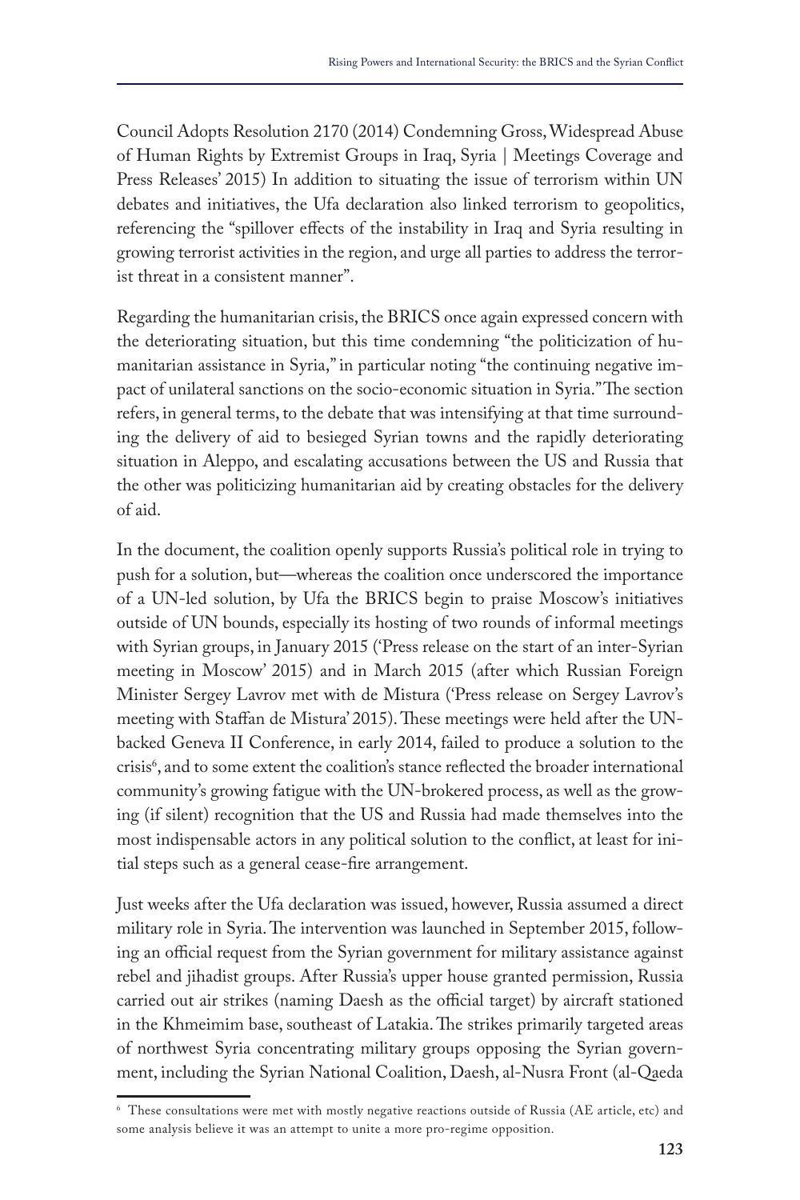Council Adopts Resolution 2170 (2014) Condemning Gross, Widespread Abuse of Human Rights by Extremist Groups in Iraq, Syria | Meetings Coverage and Press Releases' 2015) In addition to situating the issue of terrorism within UN debates and initiatives, the Ufa declaration also linked terrorism to geopolitics, referencing the "spillover effects of the instability in Iraq and Syria resulting in growing terrorist activities in the region, and urge all parties to address the terrorist threat in a consistent manner".

Regarding the humanitarian crisis, the BRICS once again expressed concern with the deteriorating situation, but this time condemning "the politicization of humanitarian assistance in Syria," in particular noting "the continuing negative impact of unilateral sanctions on the socio-economic situation in Syria." The section refers, in general terms, to the debate that was intensifying at that time surrounding the delivery of aid to besieged Syrian towns and the rapidly deteriorating situation in Aleppo, and escalating accusations between the US and Russia that the other was politicizing humanitarian aid by creating obstacles for the delivery of aid.

In the document, the coalition openly supports Russia's political role in trying to push for a solution, but—whereas the coalition once underscored the importance of a UN-led solution, by Ufa the BRICS begin to praise Moscow's initiatives outside of UN bounds, especially its hosting of two rounds of informal meetings with Syrian groups, in January 2015 ('Press release on the start of an inter-Syrian meeting in Moscow' 2015) and in March 2015 (after which Russian Foreign Minister Sergey Lavrov met with de Mistura ('Press release on Sergey Lavrov's meeting with Staffan de Mistura' 2015). These meetings were held after the UN-backed Geneva II Conference, in early 2014, failed to produce a solution to the crisis[6], and to some extent the coalition's stance reflected the broader international community's growing fatigue with the UN-brokered process, as well as the growing (if silent) recognition that the US and Russia had made themselves into the most indispensable actors in any political solution to the conflict, at least for initial steps such as a general cease-fire arrangement.

Just weeks after the Ufa declaration was issued, however, Russia assumed a direct military role in Syria. The intervention was launched in September 2015, following an official request from the Syrian government for military assistance against rebel and jihadist groups. After Russia's upper house granted permission, Russia carried out air strikes (naming Daesh as the official target) by aircraft stationed in the Khmeimim base, southeast of Latakia. The strikes primarily targeted areas of northwest Syria concentrating military groups opposing the Syrian government, including the Syrian National Coalition, Daesh, al-Nusra Front (al-Qaeda

[6] These consultations were met with mostly negative reactions outside of Russia (AE article, etc) and some analysis believe it was an attempt to unite a more pro-regime opposition.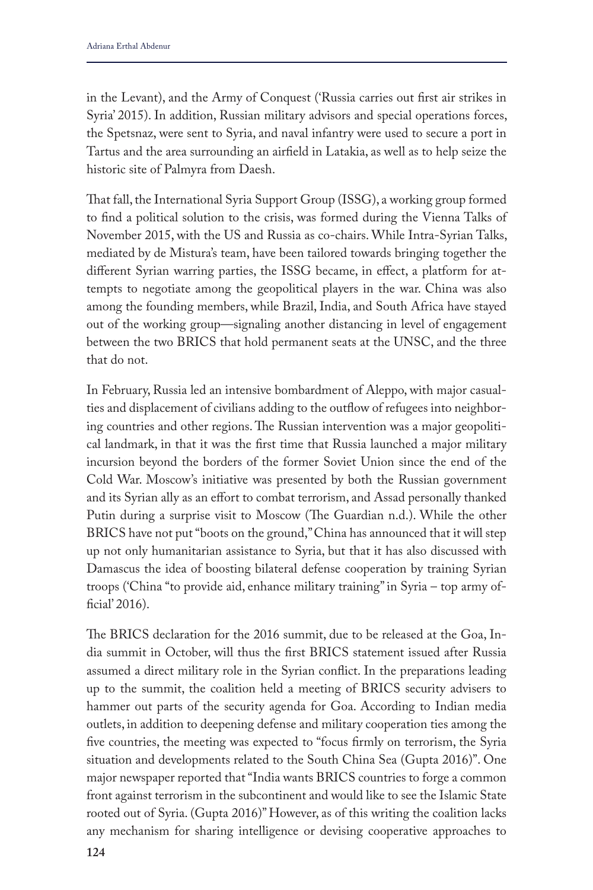in the Levant), and the Army of Conquest ('Russia carries out first air strikes in Syria' 2015). In addition, Russian military advisors and special operations forces, the Spetsnaz, were sent to Syria, and naval infantry were used to secure a port in Tartus and the area surrounding an airfield in Latakia, as well as to help seize the historic site of Palmyra from Daesh.

That fall, the International Syria Support Group (ISSG), a working group formed to find a political solution to the crisis, was formed during the Vienna Talks of November 2015, with the US and Russia as co-chairs. While Intra-Syrian Talks, mediated by de Mistura's team, have been tailored towards bringing together the different Syrian warring parties, the ISSG became, in effect, a platform for attempts to negotiate among the geopolitical players in the war. China was also among the founding members, while Brazil, India, and South Africa have stayed out of the working group—signaling another distancing in level of engagement between the two BRICS that hold permanent seats at the UNSC, and the three that do not.

In February, Russia led an intensive bombardment of Aleppo, with major casualties and displacement of civilians adding to the outflow of refugees into neighboring countries and other regions. The Russian intervention was a major geopolitical landmark, in that it was the first time that Russia launched a major military incursion beyond the borders of the former Soviet Union since the end of the Cold War. Moscow's initiative was presented by both the Russian government and its Syrian ally as an effort to combat terrorism, and Assad personally thanked Putin during a surprise visit to Moscow (The Guardian n.d.). While the other BRICS have not put "boots on the ground," China has announced that it will step up not only humanitarian assistance to Syria, but that it has also discussed with Damascus the idea of boosting bilateral defense cooperation by training Syrian troops ('China "to provide aid, enhance military training" in Syria – top army official' 2016).

The BRICS declaration for the 2016 summit, due to be released at the Goa, India summit in October, will thus the first BRICS statement issued after Russia assumed a direct military role in the Syrian conflict. In the preparations leading up to the summit, the coalition held a meeting of BRICS security advisers to hammer out parts of the security agenda for Goa. According to Indian media outlets, in addition to deepening defense and military cooperation ties among the five countries, the meeting was expected to "focus firmly on terrorism, the Syria situation and developments related to the South China Sea (Gupta 2016)". One major newspaper reported that "India wants BRICS countries to forge a common front against terrorism in the subcontinent and would like to see the Islamic State rooted out of Syria. (Gupta 2016)" However, as of this writing the coalition lacks any mechanism for sharing intelligence or devising cooperative approaches to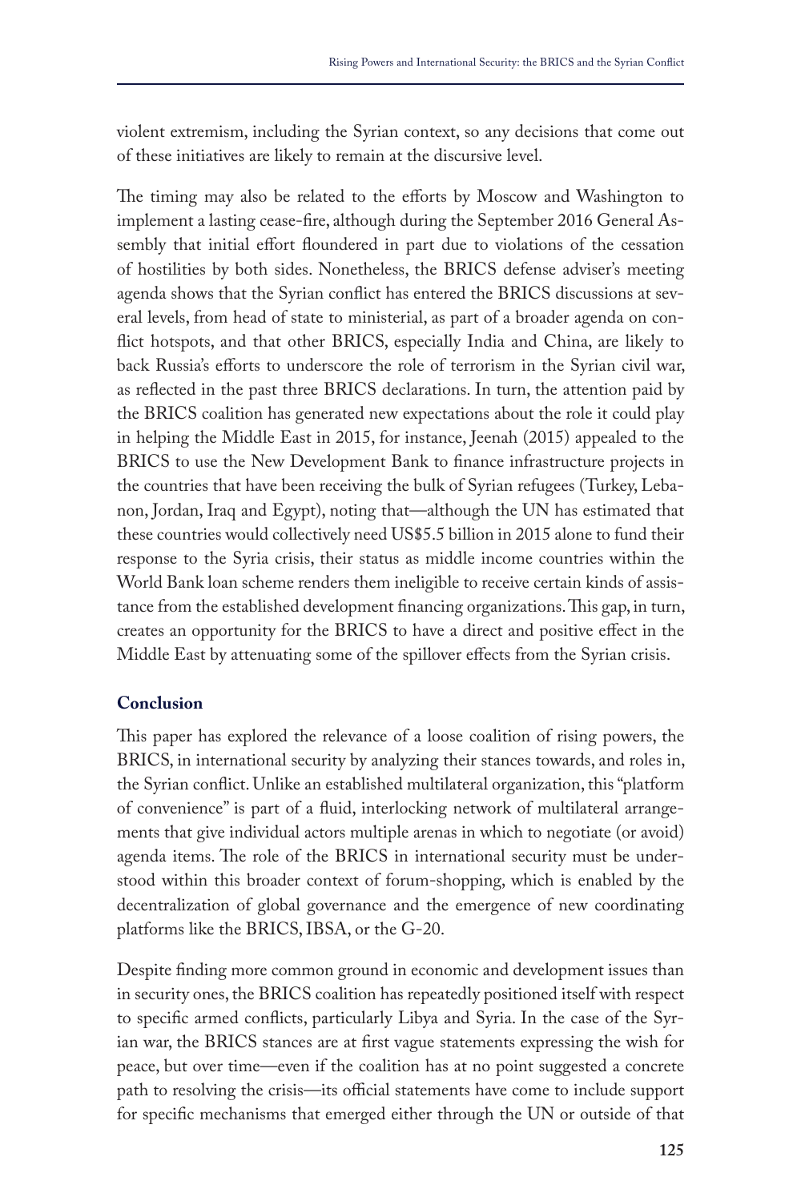violent extremism, including the Syrian context, so any decisions that come out of these initiatives are likely to remain at the discursive level.

The timing may also be related to the efforts by Moscow and Washington to implement a lasting cease-fire, although during the September 2016 General Assembly that initial effort floundered in part due to violations of the cessation of hostilities by both sides. Nonetheless, the BRICS defense adviser's meeting agenda shows that the Syrian conflict has entered the BRICS discussions at several levels, from head of state to ministerial, as part of a broader agenda on conflict hotspots, and that other BRICS, especially India and China, are likely to back Russia's efforts to underscore the role of terrorism in the Syrian civil war, as reflected in the past three BRICS declarations. In turn, the attention paid by the BRICS coalition has generated new expectations about the role it could play in helping the Middle East in 2015, for instance, Jeenah (2015) appealed to the BRICS to use the New Development Bank to finance infrastructure projects in the countries that have been receiving the bulk of Syrian refugees (Turkey, Lebanon, Jordan, Iraq and Egypt), noting that—although the UN has estimated that these countries would collectively need US$5.5 billion in 2015 alone to fund their response to the Syria crisis, their status as middle income countries within the World Bank loan scheme renders them ineligible to receive certain kinds of assistance from the established development financing organizations. This gap, in turn, creates an opportunity for the BRICS to have a direct and positive effect in the Middle East by attenuating some of the spillover effects from the Syrian crisis.

## Conclusion

This paper has explored the relevance of a loose coalition of rising powers, the BRICS, in international security by analyzing their stances towards, and roles in, the Syrian conflict. Unlike an established multilateral organization, this "platform of convenience" is part of a fluid, interlocking network of multilateral arrangements that give individual actors multiple arenas in which to negotiate (or avoid) agenda items. The role of the BRICS in international security must be understood within this broader context of forum-shopping, which is enabled by the decentralization of global governance and the emergence of new coordinating platforms like the BRICS, IBSA, or the G-20.

Despite finding more common ground in economic and development issues than in security ones, the BRICS coalition has repeatedly positioned itself with respect to specific armed conflicts, particularly Libya and Syria. In the case of the Syrian war, the BRICS stances are at first vague statements expressing the wish for peace, but over time—even if the coalition has at no point suggested a concrete path to resolving the crisis—its official statements have come to include support for specific mechanisms that emerged either through the UN or outside of that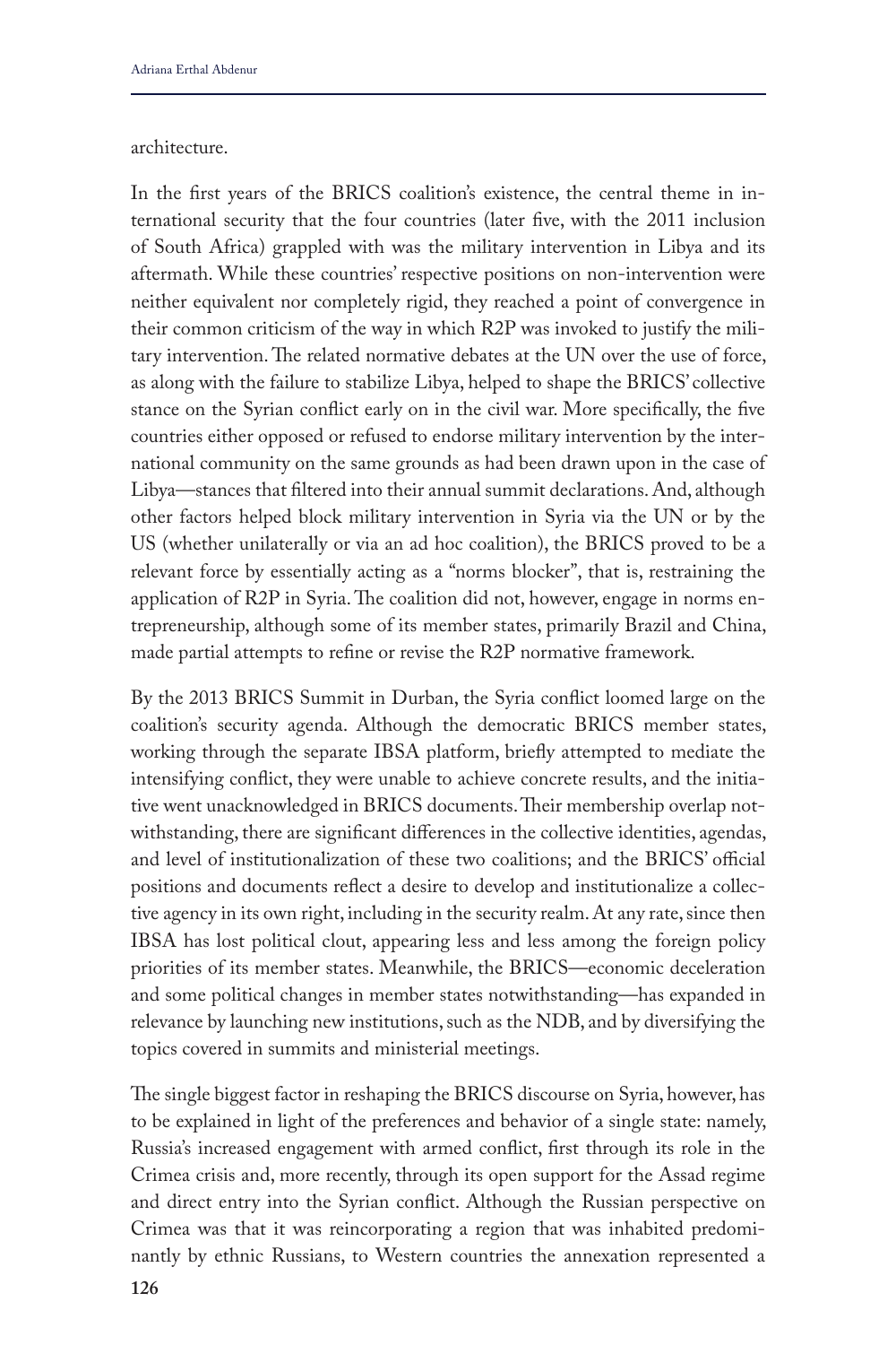architecture.

In the first years of the BRICS coalition's existence, the central theme in international security that the four countries (later five, with the 2011 inclusion of South Africa) grappled with was the military intervention in Libya and its aftermath. While these countries' respective positions on non-intervention were neither equivalent nor completely rigid, they reached a point of convergence in their common criticism of the way in which R2P was invoked to justify the military intervention. The related normative debates at the UN over the use of force, as along with the failure to stabilize Libya, helped to shape the BRICS' collective stance on the Syrian conflict early on in the civil war. More specifically, the five countries either opposed or refused to endorse military intervention by the international community on the same grounds as had been drawn upon in the case of Libya—stances that filtered into their annual summit declarations. And, although other factors helped block military intervention in Syria via the UN or by the US (whether unilaterally or via an ad hoc coalition), the BRICS proved to be a relevant force by essentially acting as a "norms blocker", that is, restraining the application of R2P in Syria. The coalition did not, however, engage in norms entrepreneurship, although some of its member states, primarily Brazil and China, made partial attempts to refine or revise the R2P normative framework.

By the 2013 BRICS Summit in Durban, the Syria conflict loomed large on the coalition's security agenda. Although the democratic BRICS member states, working through the separate IBSA platform, briefly attempted to mediate the intensifying conflict, they were unable to achieve concrete results, and the initiative went unacknowledged in BRICS documents. Their membership overlap notwithstanding, there are significant differences in the collective identities, agendas, and level of institutionalization of these two coalitions; and the BRICS' official positions and documents reflect a desire to develop and institutionalize a collective agency in its own right, including in the security realm. At any rate, since then IBSA has lost political clout, appearing less and less among the foreign policy priorities of its member states. Meanwhile, the BRICS—economic deceleration and some political changes in member states notwithstanding—has expanded in relevance by launching new institutions, such as the NDB, and by diversifying the topics covered in summits and ministerial meetings.

The single biggest factor in reshaping the BRICS discourse on Syria, however, has to be explained in light of the preferences and behavior of a single state: namely, Russia's increased engagement with armed conflict, first through its role in the Crimea crisis and, more recently, through its open support for the Assad regime and direct entry into the Syrian conflict. Although the Russian perspective on Crimea was that it was reincorporating a region that was inhabited predominantly by ethnic Russians, to Western countries the annexation represented a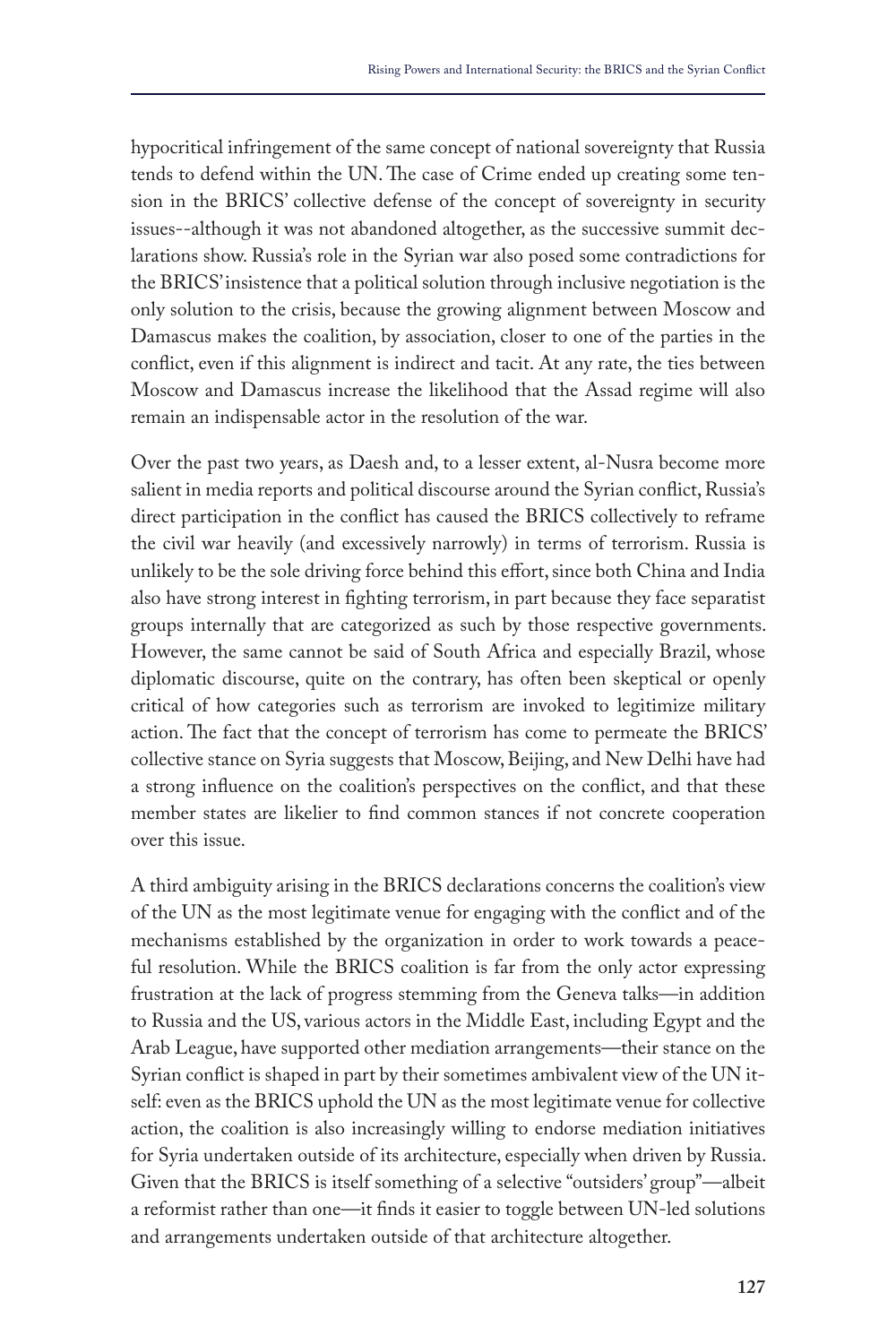hypocritical infringement of the same concept of national sovereignty that Russia tends to defend within the UN. The case of Crime ended up creating some tension in the BRICS' collective defense of the concept of sovereignty in security issues--although it was not abandoned altogether, as the successive summit declarations show. Russia's role in the Syrian war also posed some contradictions for the BRICS' insistence that a political solution through inclusive negotiation is the only solution to the crisis, because the growing alignment between Moscow and Damascus makes the coalition, by association, closer to one of the parties in the conflict, even if this alignment is indirect and tacit. At any rate, the ties between Moscow and Damascus increase the likelihood that the Assad regime will also remain an indispensable actor in the resolution of the war.

Over the past two years, as Daesh and, to a lesser extent, al-Nusra become more salient in media reports and political discourse around the Syrian conflict, Russia's direct participation in the conflict has caused the BRICS collectively to reframe the civil war heavily (and excessively narrowly) in terms of terrorism. Russia is unlikely to be the sole driving force behind this effort, since both China and India also have strong interest in fighting terrorism, in part because they face separatist groups internally that are categorized as such by those respective governments. However, the same cannot be said of South Africa and especially Brazil, whose diplomatic discourse, quite on the contrary, has often been skeptical or openly critical of how categories such as terrorism are invoked to legitimize military action. The fact that the concept of terrorism has come to permeate the BRICS' collective stance on Syria suggests that Moscow, Beijing, and New Delhi have had a strong influence on the coalition's perspectives on the conflict, and that these member states are likelier to find common stances if not concrete cooperation over this issue.

A third ambiguity arising in the BRICS declarations concerns the coalition's view of the UN as the most legitimate venue for engaging with the conflict and of the mechanisms established by the organization in order to work towards a peaceful resolution. While the BRICS coalition is far from the only actor expressing frustration at the lack of progress stemming from the Geneva talks—in addition to Russia and the US, various actors in the Middle East, including Egypt and the Arab League, have supported other mediation arrangements—their stance on the Syrian conflict is shaped in part by their sometimes ambivalent view of the UN itself: even as the BRICS uphold the UN as the most legitimate venue for collective action, the coalition is also increasingly willing to endorse mediation initiatives for Syria undertaken outside of its architecture, especially when driven by Russia. Given that the BRICS is itself something of a selective "outsiders' group"—albeit a reformist rather than one—it finds it easier to toggle between UN-led solutions and arrangements undertaken outside of that architecture altogether.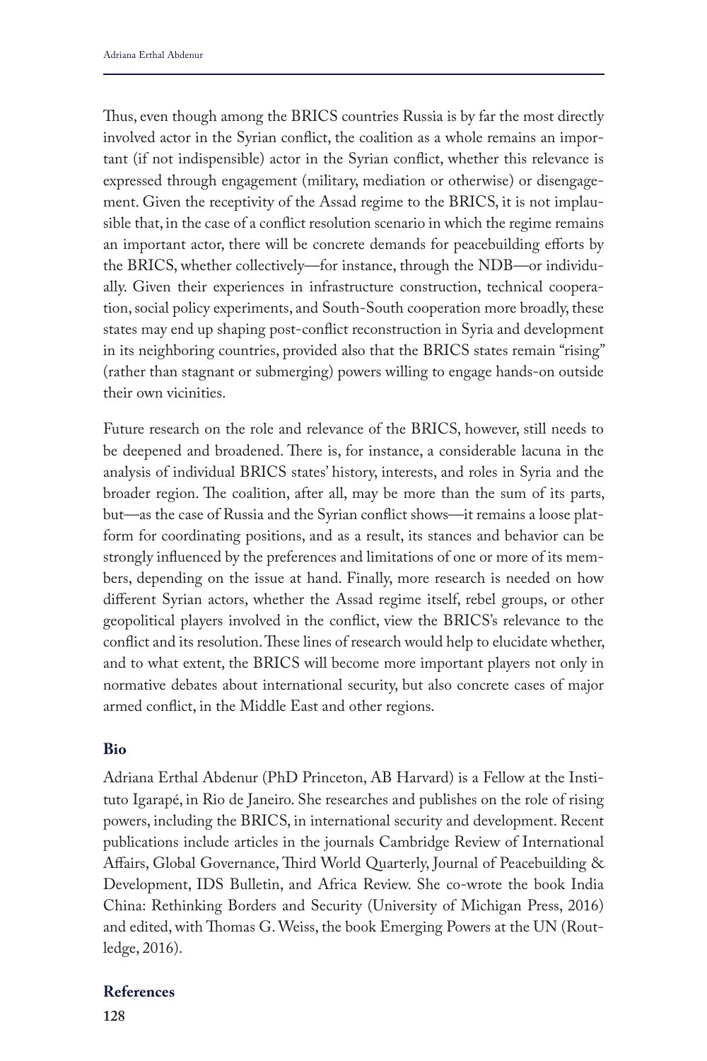Thus, even though among the BRICS countries Russia is by far the most directly involved actor in the Syrian conflict, the coalition as a whole remains an important (if not indispensible) actor in the Syrian conflict, whether this relevance is expressed through engagement (military, mediation or otherwise) or disengagement. Given the receptivity of the Assad regime to the BRICS, it is not implausible that, in the case of a conflict resolution scenario in which the regime remains an important actor, there will be concrete demands for peacebuilding efforts by the BRICS, whether collectively—for instance, through the NDB—or individually. Given their experiences in infrastructure construction, technical cooperation, social policy experiments, and South-South cooperation more broadly, these states may end up shaping post-conflict reconstruction in Syria and development in its neighboring countries, provided also that the BRICS states remain "rising" (rather than stagnant or submerging) powers willing to engage hands-on outside their own vicinities.

Future research on the role and relevance of the BRICS, however, still needs to be deepened and broadened. There is, for instance, a considerable lacuna in the analysis of individual BRICS states' history, interests, and roles in Syria and the broader region. The coalition, after all, may be more than the sum of its parts, but—as the case of Russia and the Syrian conflict shows—it remains a loose platform for coordinating positions, and as a result, its stances and behavior can be strongly influenced by the preferences and limitations of one or more of its members, depending on the issue at hand. Finally, more research is needed on how different Syrian actors, whether the Assad regime itself, rebel groups, or other geopolitical players involved in the conflict, view the BRICS's relevance to the conflict and its resolution. These lines of research would help to elucidate whether, and to what extent, the BRICS will become more important players not only in normative debates about international security, but also concrete cases of major armed conflict, in the Middle East and other regions.

## Bio

Adriana Erthal Abdenur (PhD Princeton, AB Harvard) is a Fellow at the Instituto Igarapé, in Rio de Janeiro. She researches and publishes on the role of rising powers, including the BRICS, in international security and development. Recent publications include articles in the journals Cambridge Review of International Affairs, Global Governance, Third World Quarterly, Journal of Peacebuilding & Development, IDS Bulletin, and Africa Review. She co-wrote the book India China: Rethinking Borders and Security (University of Michigan Press, 2016) and edited, with Thomas G. Weiss, the book Emerging Powers at the UN (Routledge, 2016).

## References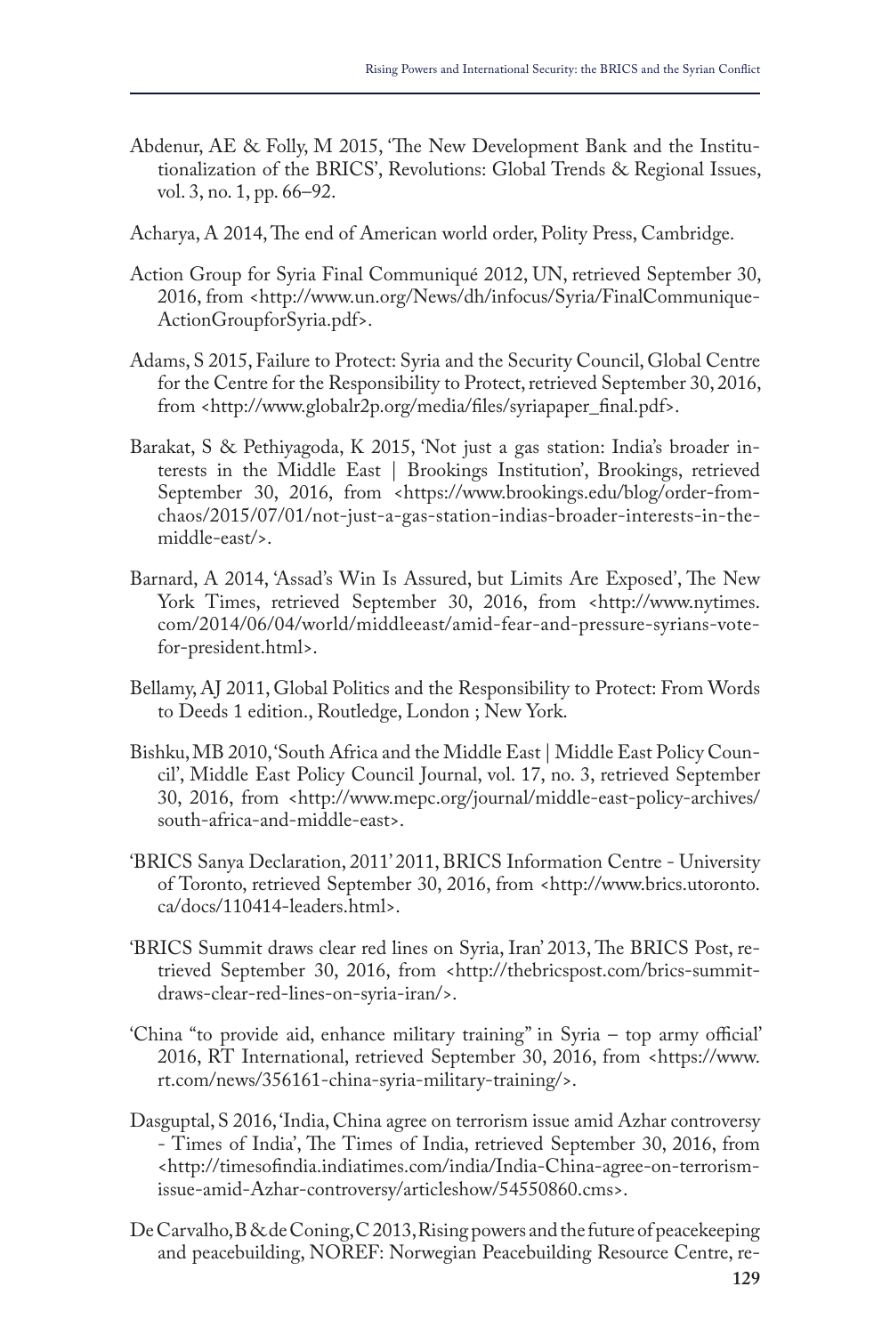Abdenur, AE & Folly, M 2015, 'The New Development Bank and the Institutionalization of the BRICS', Revolutions: Global Trends & Regional Issues, vol. 3, no. 1, pp. 66–92.

Acharya, A 2014, The end of American world order, Polity Press, Cambridge.

Action Group for Syria Final Communiqué 2012, UN, retrieved September 30, 2016, from <http://www.un.org/News/dh/infocus/Syria/FinalCommunique-ActionGroupforSyria.pdf>.

Adams, S 2015, Failure to Protect: Syria and the Security Council, Global Centre for the Centre for the Responsibility to Protect, retrieved September 30, 2016, from <http://www.globalr2p.org/media/files/syriapaper_final.pdf>.

Barakat, S & Pethiyagoda, K 2015, 'Not just a gas station: India's broader interests in the Middle East | Brookings Institution', Brookings, retrieved September 30, 2016, from <https://www.brookings.edu/blog/order-from-chaos/2015/07/01/not-just-a-gas-station-indias-broader-interests-in-the-middle-east/>.

Barnard, A 2014, 'Assad's Win Is Assured, but Limits Are Exposed', The New York Times, retrieved September 30, 2016, from <http://www.nytimes.com/2014/06/04/world/middleeast/amid-fear-and-pressure-syrians-vote-for-president.html>.

Bellamy, AJ 2011, Global Politics and the Responsibility to Protect: From Words to Deeds 1 edition., Routledge, London ; New York.

Bishku, MB 2010, 'South Africa and the Middle East | Middle East Policy Council', Middle East Policy Council Journal, vol. 17, no. 3, retrieved September 30, 2016, from <http://www.mepc.org/journal/middle-east-policy-archives/south-africa-and-middle-east>.

'BRICS Sanya Declaration, 2011' 2011, BRICS Information Centre - University of Toronto, retrieved September 30, 2016, from <http://www.brics.utoronto.ca/docs/110414-leaders.html>.

'BRICS Summit draws clear red lines on Syria, Iran' 2013, The BRICS Post, retrieved September 30, 2016, from <http://thebricspost.com/brics-summit-draws-clear-red-lines-on-syria-iran/>.

'China "to provide aid, enhance military training" in Syria – top army official' 2016, RT International, retrieved September 30, 2016, from <https://www.rt.com/news/356161-china-syria-military-training/>.

Dasguptal, S 2016, 'India, China agree on terrorism issue amid Azhar controversy - Times of India', The Times of India, retrieved September 30, 2016, from <http://timesofindia.indiatimes.com/india/India-China-agree-on-terrorism-issue-amid-Azhar-controversy/articleshow/54550860.cms>.

De Carvalho, B & de Coning, C 2013, Rising powers and the future of peacekeeping and peacebuilding, NOREF: Norwegian Peacebuilding Resource Centre, re-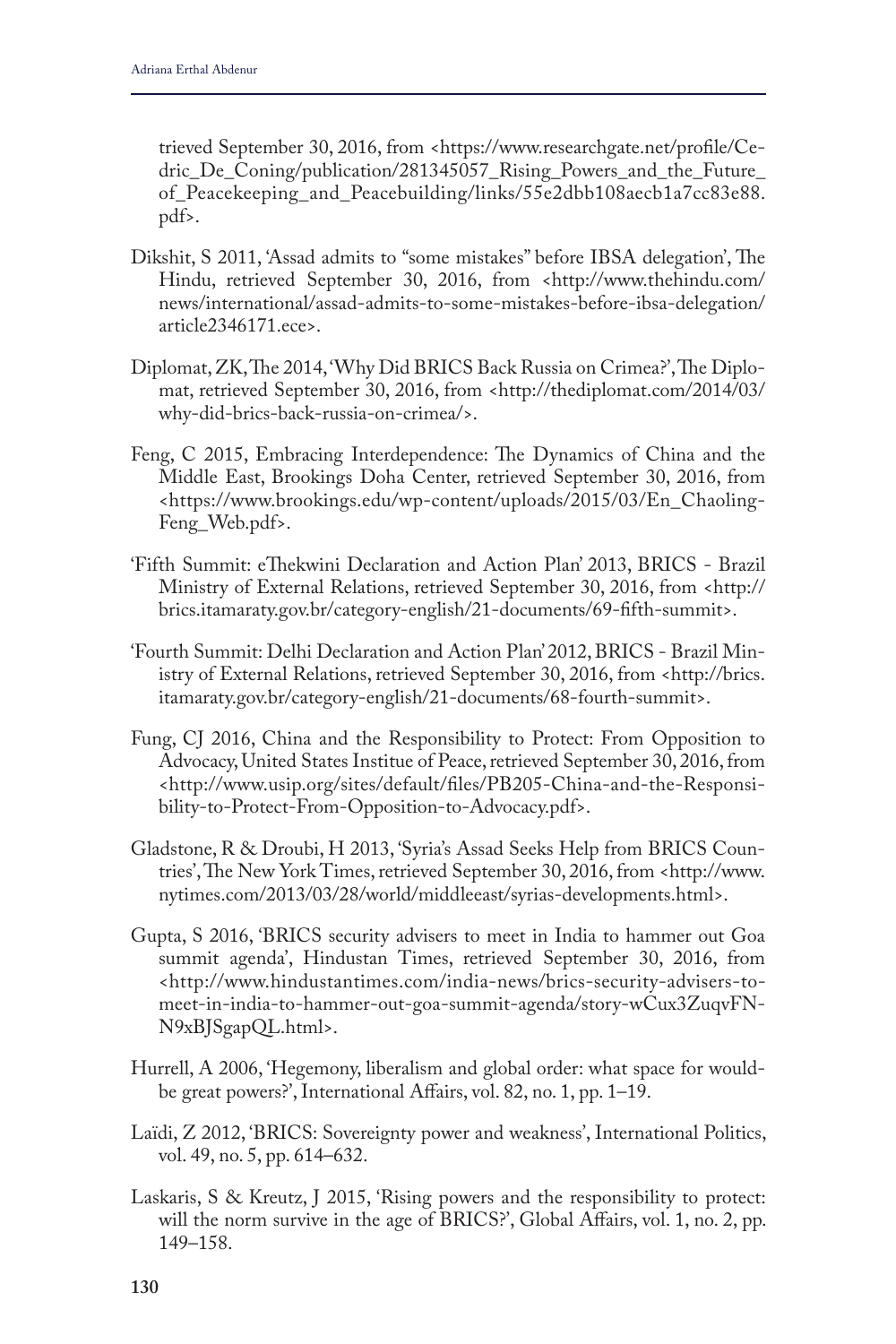trieved September 30, 2016, from <https://www.researchgate.net/profile/Cedric_De_Coning/publication/281345057_Rising_Powers_and_the_Future_of_Peacekeeping_and_Peacebuilding/links/55e2dbb108aecb1a7cc83e88.pdf>.

Dikshit, S 2011, 'Assad admits to "some mistakes" before IBSA delegation', The Hindu, retrieved September 30, 2016, from <http://www.thehindu.com/news/international/assad-admits-to-some-mistakes-before-ibsa-delegation/article2346171.ece>.

Diplomat, ZK, The 2014, 'Why Did BRICS Back Russia on Crimea?', The Diplomat, retrieved September 30, 2016, from <http://thediplomat.com/2014/03/why-did-brics-back-russia-on-crimea/>.

Feng, C 2015, Embracing Interdependence: The Dynamics of China and the Middle East, Brookings Doha Center, retrieved September 30, 2016, from <https://www.brookings.edu/wp-content/uploads/2015/03/En_Chaoling-Feng_Web.pdf>.

'Fifth Summit: eThekwini Declaration and Action Plan' 2013, BRICS - Brazil Ministry of External Relations, retrieved September 30, 2016, from <http://brics.itamaraty.gov.br/category-english/21-documents/69-fifth-summit>.

'Fourth Summit: Delhi Declaration and Action Plan' 2012, BRICS - Brazil Ministry of External Relations, retrieved September 30, 2016, from <http://brics.itamaraty.gov.br/category-english/21-documents/68-fourth-summit>.

Fung, CJ 2016, China and the Responsibility to Protect: From Opposition to Advocacy, United States Institue of Peace, retrieved September 30, 2016, from <http://www.usip.org/sites/default/files/PB205-China-and-the-Responsibility-to-Protect-From-Opposition-to-Advocacy.pdf>.

Gladstone, R & Droubi, H 2013, 'Syria's Assad Seeks Help from BRICS Countries', The New York Times, retrieved September 30, 2016, from <http://www.nytimes.com/2013/03/28/world/middleeast/syrias-developments.html>.

Gupta, S 2016, 'BRICS security advisers to meet in India to hammer out Goa summit agenda', Hindustan Times, retrieved September 30, 2016, from <http://www.hindustantimes.com/india-news/brics-security-advisers-to-meet-in-india-to-hammer-out-goa-summit-agenda/story-wCux3ZuqvFNN9xBJSgapQL.html>.

Hurrell, A 2006, 'Hegemony, liberalism and global order: what space for would-be great powers?', International Affairs, vol. 82, no. 1, pp. 1–19.

Laïdi, Z 2012, 'BRICS: Sovereignty power and weakness', International Politics, vol. 49, no. 5, pp. 614–632.

Laskaris, S & Kreutz, J 2015, 'Rising powers and the responsibility to protect: will the norm survive in the age of BRICS?', Global Affairs, vol. 1, no. 2, pp. 149–158.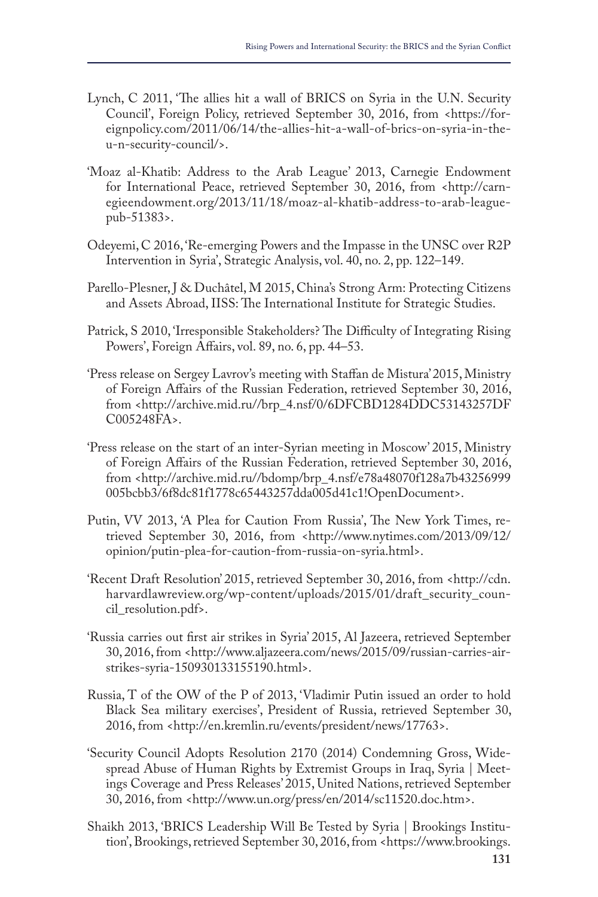Lynch, C 2011, 'The allies hit a wall of BRICS on Syria in the U.N. Security Council', Foreign Policy, retrieved September 30, 2016, from <https://foreignpolicy.com/2011/06/14/the-allies-hit-a-wall-of-brics-on-syria-in-the-u-n-security-council/>.

'Moaz al-Khatib: Address to the Arab League' 2013, Carnegie Endowment for International Peace, retrieved September 30, 2016, from <http://carnegieendowment.org/2013/11/18/moaz-al-khatib-address-to-arab-league-pub-51383>.

Odeyemi, C 2016, 'Re-emerging Powers and the Impasse in the UNSC over R2P Intervention in Syria', Strategic Analysis, vol. 40, no. 2, pp. 122–149.

Parello-Plesner, J & Duchâtel, M 2015, China's Strong Arm: Protecting Citizens and Assets Abroad, IISS: The International Institute for Strategic Studies.

Patrick, S 2010, 'Irresponsible Stakeholders? The Difficulty of Integrating Rising Powers', Foreign Affairs, vol. 89, no. 6, pp. 44–53.

'Press release on Sergey Lavrov's meeting with Staffan de Mistura' 2015, Ministry of Foreign Affairs of the Russian Federation, retrieved September 30, 2016, from <http://archive.mid.ru//brp_4.nsf/0/6DFCBD1284DDC53143257DFC005248FA>.

'Press release on the start of an inter-Syrian meeting in Moscow' 2015, Ministry of Foreign Affairs of the Russian Federation, retrieved September 30, 2016, from <http://archive.mid.ru//bdomp/brp_4.nsf/e78a48070f128a7b43256999005bcbb3/6f8dc81f1778c65443257dda005d41c1!OpenDocument>.

Putin, VV 2013, 'A Plea for Caution From Russia', The New York Times, retrieved September 30, 2016, from <http://www.nytimes.com/2013/09/12/opinion/putin-plea-for-caution-from-russia-on-syria.html>.

'Recent Draft Resolution' 2015, retrieved September 30, 2016, from <http://cdn.harvardlawreview.org/wp-content/uploads/2015/01/draft_security_council_resolution.pdf>.

'Russia carries out first air strikes in Syria' 2015, Al Jazeera, retrieved September 30, 2016, from <http://www.aljazeera.com/news/2015/09/russian-carries-air-strikes-syria-150930133155190.html>.

Russia, T of the OW of the P of 2013, 'Vladimir Putin issued an order to hold Black Sea military exercises', President of Russia, retrieved September 30, 2016, from <http://en.kremlin.ru/events/president/news/17763>.

'Security Council Adopts Resolution 2170 (2014) Condemning Gross, Widespread Abuse of Human Rights by Extremist Groups in Iraq, Syria | Meetings Coverage and Press Releases' 2015, United Nations, retrieved September 30, 2016, from <http://www.un.org/press/en/2014/sc11520.doc.htm>.

Shaikh 2013, 'BRICS Leadership Will Be Tested by Syria | Brookings Institution', Brookings, retrieved September 30, 2016, from <https://www.brookings.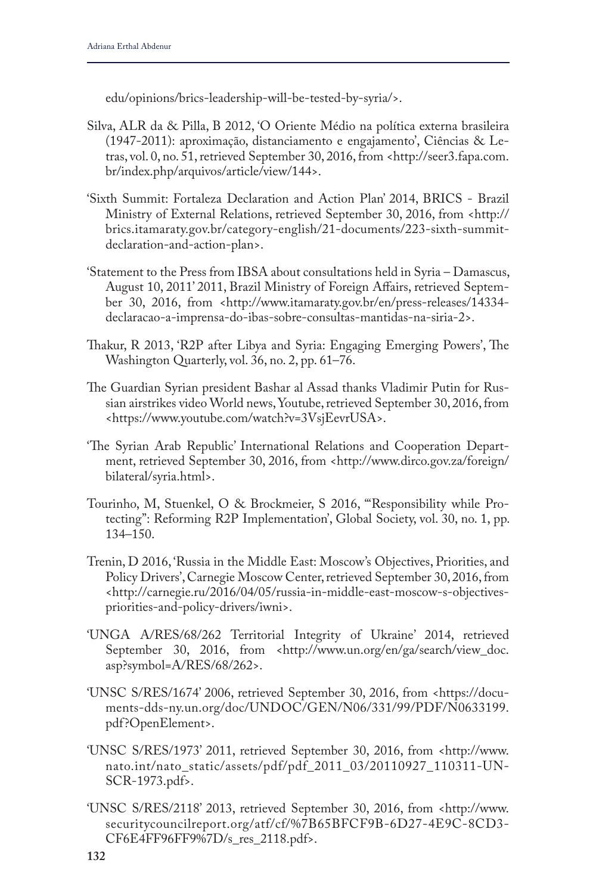edu/opinions/brics-leadership-will-be-tested-by-syria/>.

Silva, ALR da & Pilla, B 2012, 'O Oriente Médio na política externa brasileira (1947-2011): aproximação, distanciamento e engajamento', Ciências & Letras, vol. 0, no. 51, retrieved September 30, 2016, from <http://seer3.fapa.com.br/index.php/arquivos/article/view/144>.

'Sixth Summit: Fortaleza Declaration and Action Plan' 2014, BRICS - Brazil Ministry of External Relations, retrieved September 30, 2016, from <http://brics.itamaraty.gov.br/category-english/21-documents/223-sixth-summit-declaration-and-action-plan>.

'Statement to the Press from IBSA about consultations held in Syria – Damascus, August 10, 2011' 2011, Brazil Ministry of Foreign Affairs, retrieved September 30, 2016, from <http://www.itamaraty.gov.br/en/press-releases/14334-declaracao-a-imprensa-do-ibas-sobre-consultas-mantidas-na-siria-2>.

Thakur, R 2013, 'R2P after Libya and Syria: Engaging Emerging Powers', The Washington Quarterly, vol. 36, no. 2, pp. 61–76.

The Guardian Syrian president Bashar al Assad thanks Vladimir Putin for Russian airstrikes video World news, Youtube, retrieved September 30, 2016, from <https://www.youtube.com/watch?v=3VsjEevrUSA>.

'The Syrian Arab Republic' International Relations and Cooperation Department, retrieved September 30, 2016, from <http://www.dirco.gov.za/foreign/bilateral/syria.html>.

Tourinho, M, Stuenkel, O & Brockmeier, S 2016, '"Responsibility while Protecting": Reforming R2P Implementation', Global Society, vol. 30, no. 1, pp. 134–150.

Trenin, D 2016, 'Russia in the Middle East: Moscow's Objectives, Priorities, and Policy Drivers', Carnegie Moscow Center, retrieved September 30, 2016, from <http://carnegie.ru/2016/04/05/russia-in-middle-east-moscow-s-objectives-priorities-and-policy-drivers/iwni>.

'UNGA A/RES/68/262 Territorial Integrity of Ukraine' 2014, retrieved September 30, 2016, from <http://www.un.org/en/ga/search/view_doc.asp?symbol=A/RES/68/262>.

'UNSC S/RES/1674' 2006, retrieved September 30, 2016, from <https://documents-dds-ny.un.org/doc/UNDOC/GEN/N06/331/99/PDF/N0633199.pdf?OpenElement>.

'UNSC S/RES/1973' 2011, retrieved September 30, 2016, from <http://www.nato.int/nato_static/assets/pdf/pdf_2011_03/20110927_110311-UNSCR-1973.pdf>.

'UNSC S/RES/2118' 2013, retrieved September 30, 2016, from <http://www.securitycouncilreport.org/atf/cf/%7B65BFCF9B-6D27-4E9C-8CD3-CF6E4FF96FF9%7D/s_res_2118.pdf>.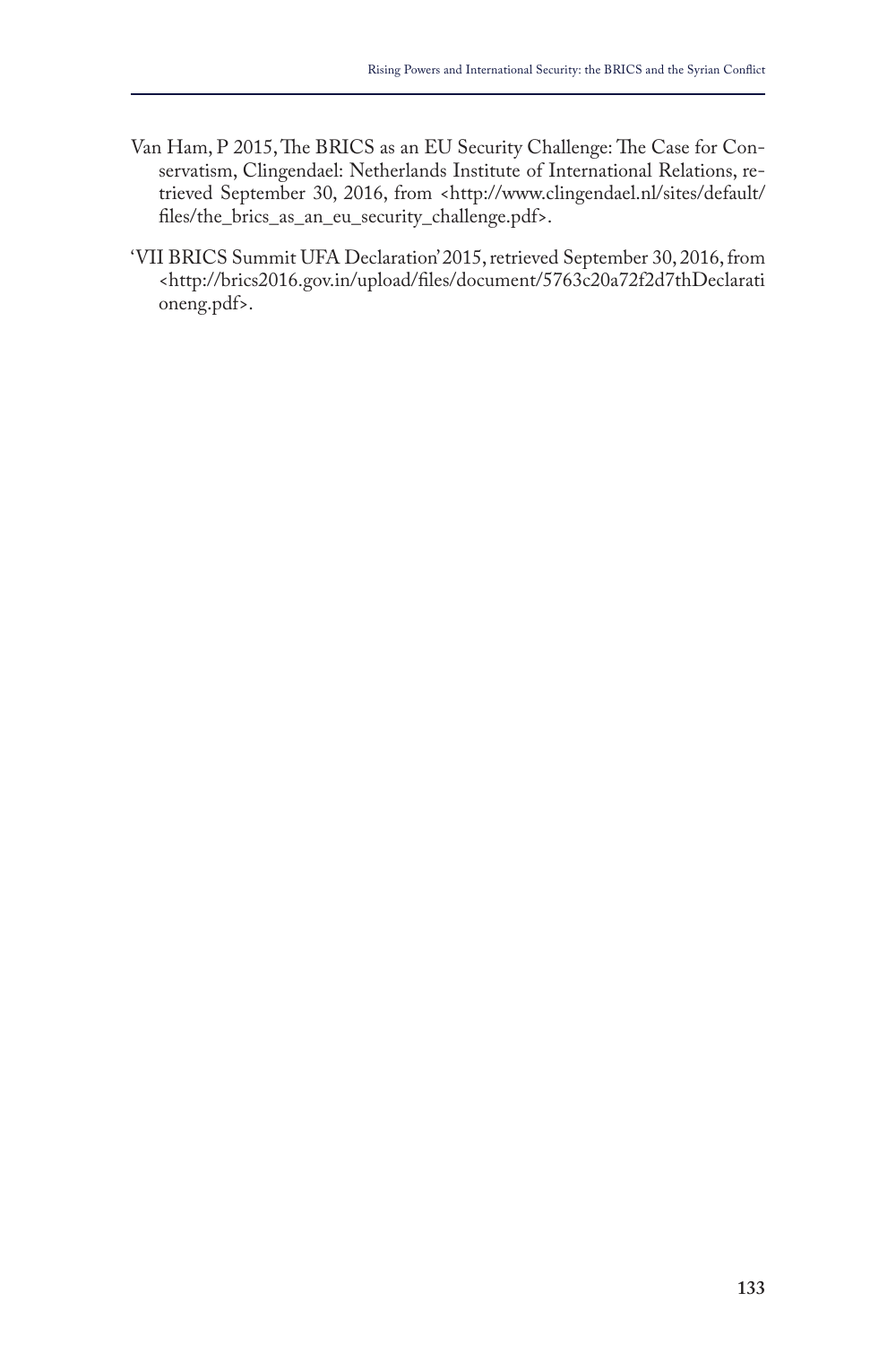Van Ham, P 2015, The BRICS as an EU Security Challenge: The Case for Conservatism, Clingendael: Netherlands Institute of International Relations, retrieved September 30, 2016, from <http://www.clingendael.nl/sites/default/files/the_brics_as_an_eu_security_challenge.pdf>.

'VII BRICS Summit UFA Declaration' 2015, retrieved September 30, 2016, from <http://brics2016.gov.in/upload/files/document/5763c20a72f2d7thDeclarationeng.pdf>.